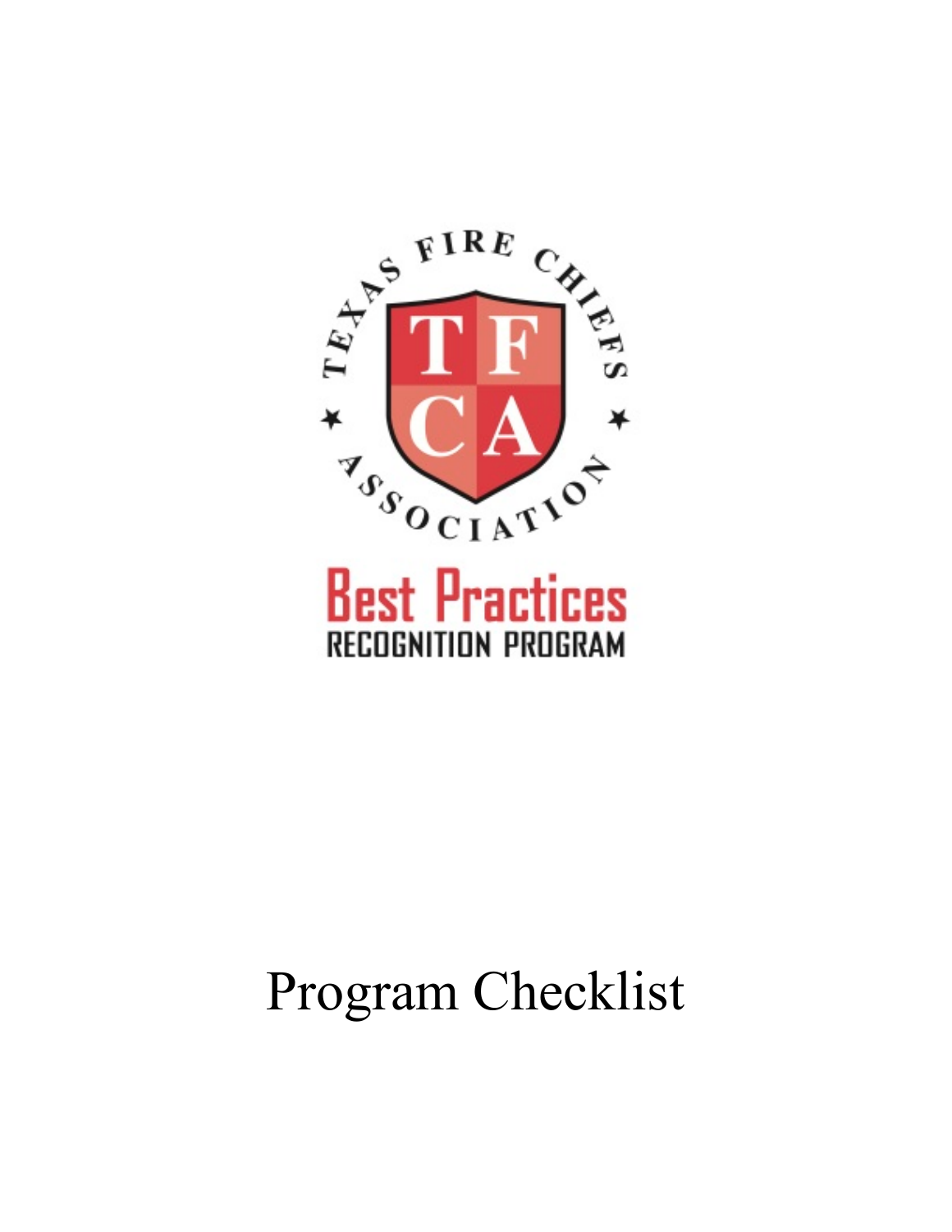TEXAS FIRE CHIEFS ASSOCIATION

TFCA

# Best Practices

## RECOGNITION PROGRAM

# Program Checklist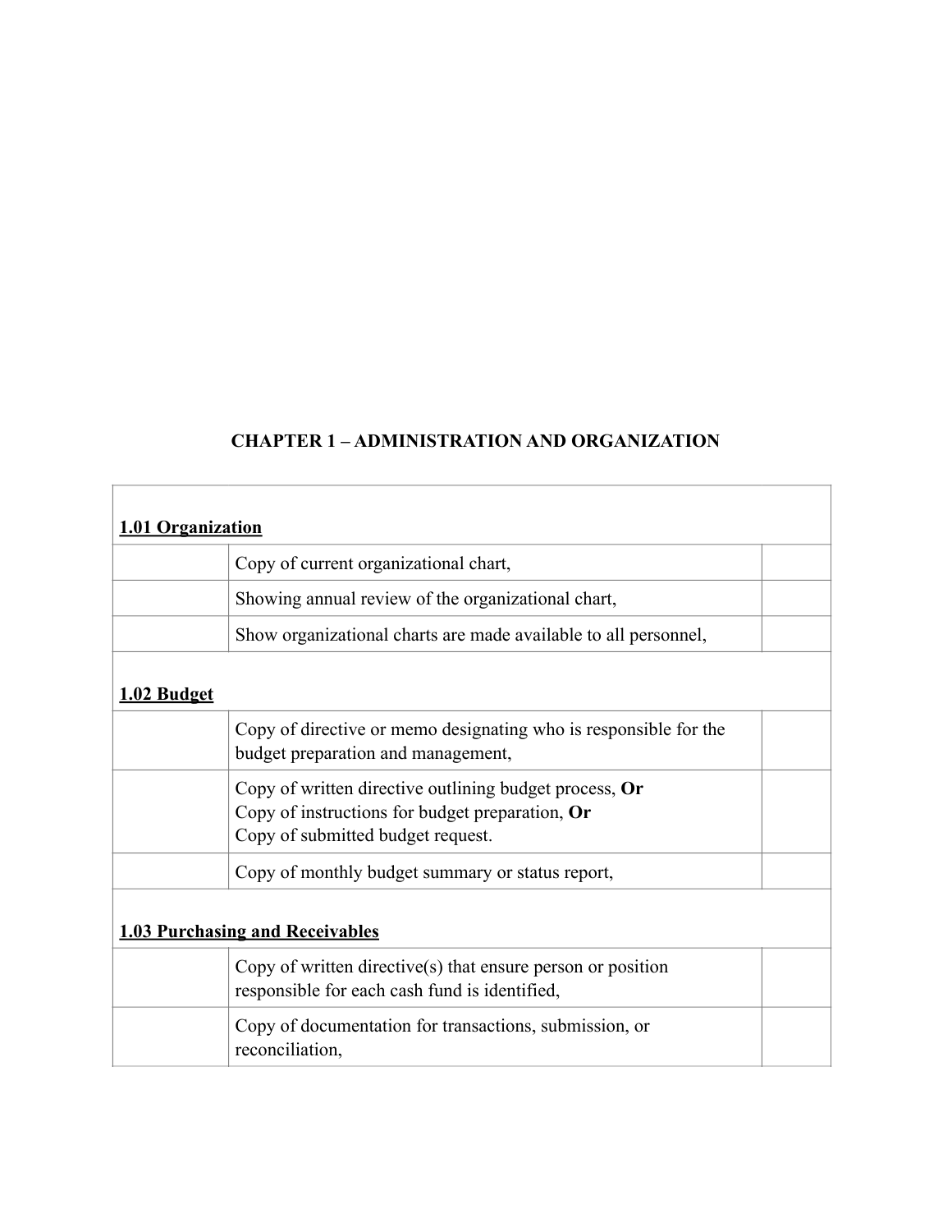## CHAPTER 1 – ADMINISTRATION AND ORGANIZATION

| **1.01 Organization** | | |
|---|---|---|
| | Copy of current organizational chart, | |
| | Showing annual review of the organizational chart, | |
| | Show organizational charts are made available to all personnel, | |
| **1.02 Budget** | | |
| | Copy of directive or memo designating who is responsible for the budget preparation and management, | |
| | Copy of written directive outlining budget process, **Or**<br>Copy of instructions for budget preparation, **Or**<br>Copy of submitted budget request. | |
| | Copy of monthly budget summary or status report, | |
| **1.03 Purchasing and Receivables** | | |
| | Copy of written directive(s) that ensure person or position responsible for each cash fund is identified, | |
| | Copy of documentation for transactions, submission, or reconciliation, | |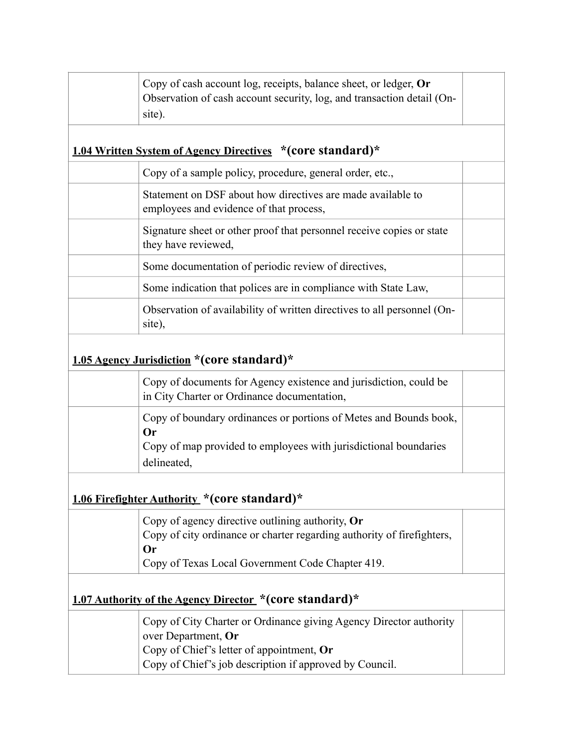| | | |
|---|---|---|
| | Copy of cash account log, receipts, balance sheet, or ledger, **Or** Observation of cash account security, log, and transaction detail (On-site). | |

**1.04 Written System of Agency Directives** ***(core standard)***

| | | |
|---|---|---|
| | Copy of a sample policy, procedure, general order, etc., | |
| | Statement on DSF about how directives are made available to employees and evidence of that process, | |
| | Signature sheet or other proof that personnel receive copies or state they have reviewed, | |
| | Some documentation of periodic review of directives, | |
| | Some indication that polices are in compliance with State Law, | |
| | Observation of availability of written directives to all personnel (On-site), | |

**1.05 Agency Jurisdiction** ***(core standard)***

| | | |
|---|---|---|
| | Copy of documents for Agency existence and jurisdiction, could be in City Charter or Ordinance documentation, | |
| | Copy of boundary ordinances or portions of Metes and Bounds book, **Or** Copy of map provided to employees with jurisdictional boundaries delineated, | |

**1.06 Firefighter Authority** ***(core standard)***

| | | |
|---|---|---|
| | Copy of agency directive outlining authority, **Or** Copy of city ordinance or charter regarding authority of firefighters, **Or** Copy of Texas Local Government Code Chapter 419. | |

**1.07 Authority of the Agency Director** ***(core standard)***

| | | |
|---|---|---|
| | Copy of City Charter or Ordinance giving Agency Director authority over Department, **Or** Copy of Chief's letter of appointment, **Or** Copy of Chief's job description if approved by Council. | |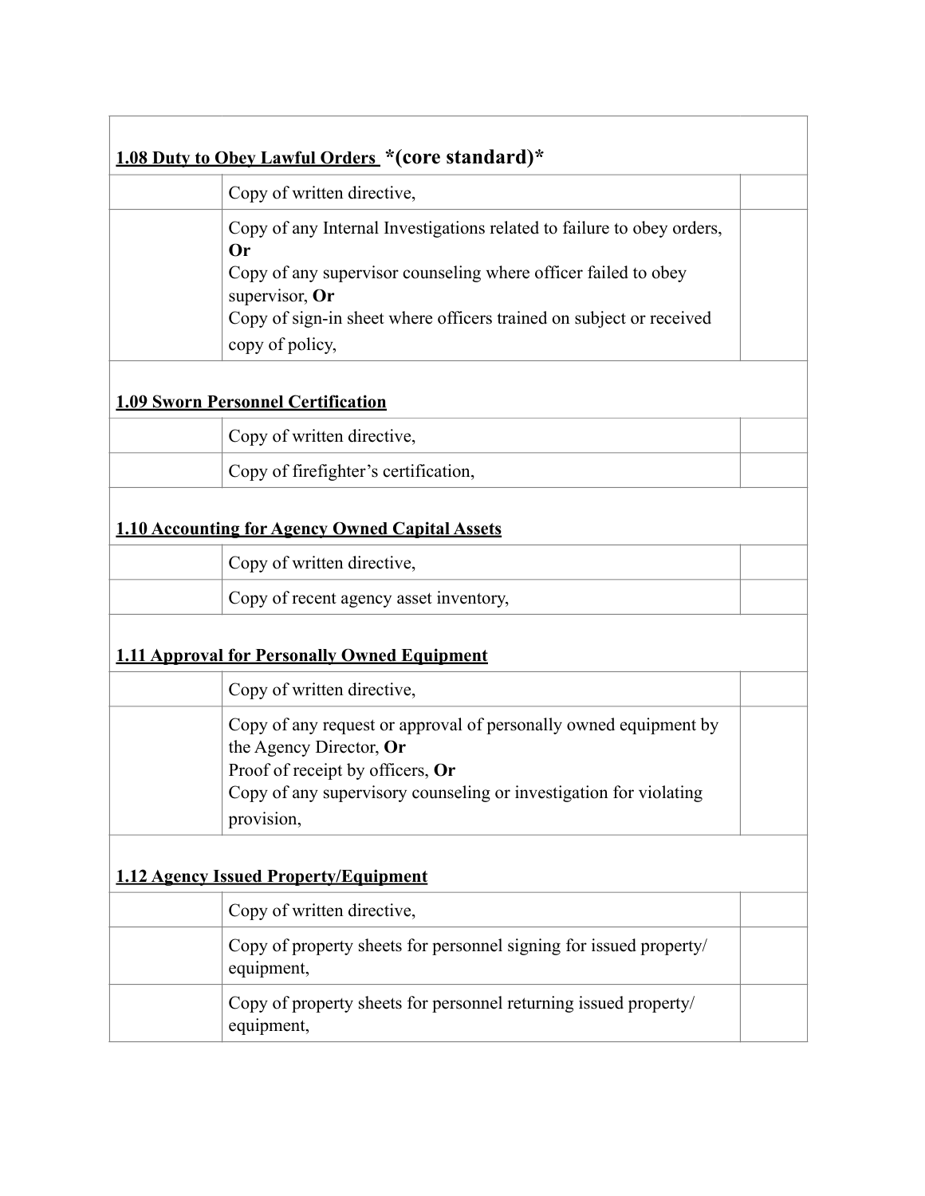| **1.08 Duty to Obey Lawful Orders** *(core standard)* | | |
|---|---|---|
| | Copy of written directive, | |
| | Copy of any Internal Investigations related to failure to obey orders, **Or**<br>Copy of any supervisor counseling where officer failed to obey supervisor, **Or**<br>Copy of sign-in sheet where officers trained on subject or received copy of policy, | |
| **1.09 Sworn Personnel Certification** | | |
| | Copy of written directive, | |
| | Copy of firefighter's certification, | |
| **1.10 Accounting for Agency Owned Capital Assets** | | |
| | Copy of written directive, | |
| | Copy of recent agency asset inventory, | |
| **1.11 Approval for Personally Owned Equipment** | | |
| | Copy of written directive, | |
| | Copy of any request or approval of personally owned equipment by the Agency Director, **Or**<br>Proof of receipt by officers, **Or**<br>Copy of any supervisory counseling or investigation for violating provision, | |
| **1.12 Agency Issued Property/Equipment** | | |
| | Copy of written directive, | |
| | Copy of property sheets for personnel signing for issued property/ equipment, | |
| | Copy of property sheets for personnel returning issued property/ equipment, | |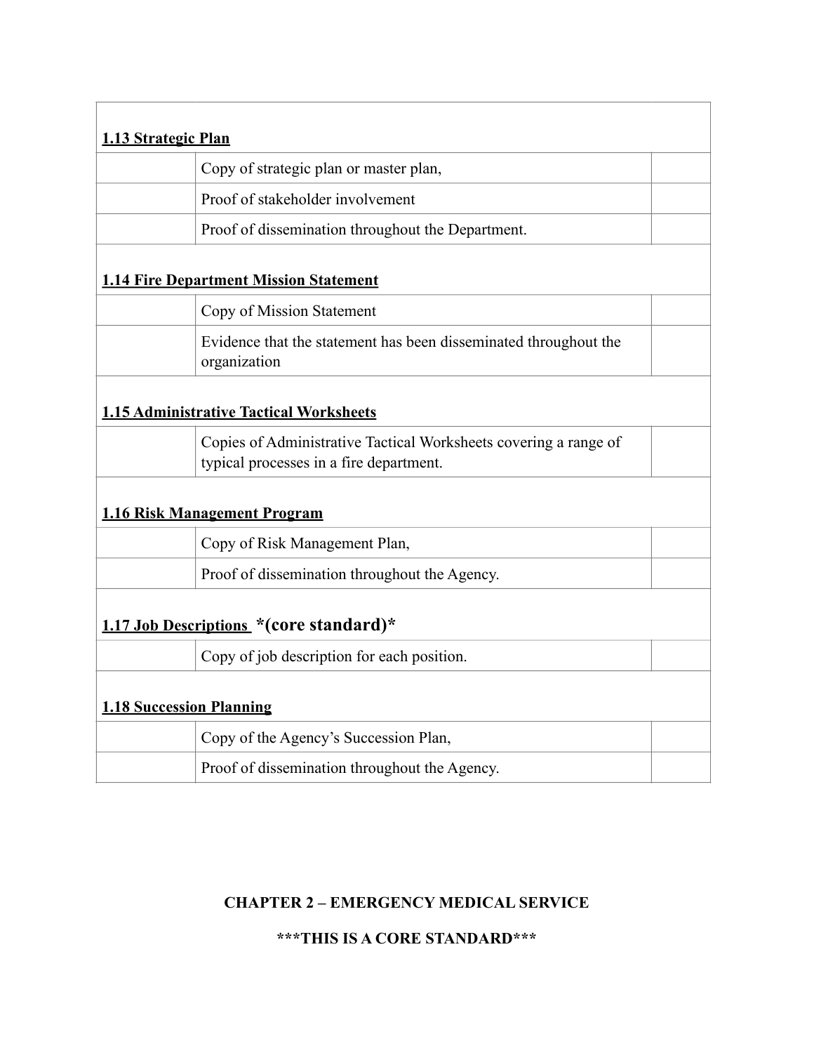| | | |
|---|---|---|
| **<u>1.13 Strategic Plan</u>** | | |
| | Copy of strategic plan or master plan, | |
| | Proof of stakeholder involvement | |
| | Proof of dissemination throughout the Department. | |
| **<u>1.14 Fire Department Mission Statement</u>** | | |
| | Copy of Mission Statement | |
| | Evidence that the statement has been disseminated throughout the organization | |
| **<u>1.15 Administrative Tactical Worksheets</u>** | | |
| | Copies of Administrative Tactical Worksheets covering a range of typical processes in a fire department. | |
| **<u>1.16 Risk Management Program</u>** | | |
| | Copy of Risk Management Plan, | |
| | Proof of dissemination throughout the Agency. | |
| **<u>1.17 Job Descriptions</u> *(core standard)*** | | |
| | Copy of job description for each position. | |
| **<u>1.18 Succession Planning</u>** | | |
| | Copy of the Agency's Succession Plan, | |
| | Proof of dissemination throughout the Agency. | |

## CHAPTER 2 – EMERGENCY MEDICAL SERVICE

**\*\*\*THIS IS A CORE STANDARD\*\*\***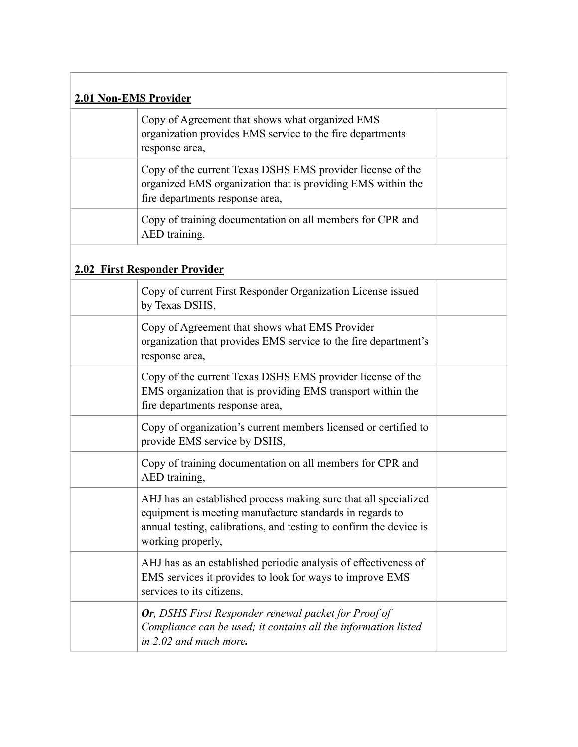| | | |
|---|---|---|
| **<u>2.01 Non-EMS Provider</u>** | | |
| | Copy of Agreement that shows what organized EMS organization provides EMS service to the fire departments response area, | |
| | Copy of the current Texas DSHS EMS provider license of the organized EMS organization that is providing EMS within the fire departments response area, | |
| | Copy of training documentation on all members for CPR and AED training. | |
| **<u>2.02 First Responder Provider</u>** | | |
| | Copy of current First Responder Organization License issued by Texas DSHS, | |
| | Copy of Agreement that shows what EMS Provider organization that provides EMS service to the fire department's response area, | |
| | Copy of the current Texas DSHS EMS provider license of the EMS organization that is providing EMS transport within the fire departments response area, | |
| | Copy of organization's current members licensed or certified to provide EMS service by DSHS, | |
| | Copy of training documentation on all members for CPR and AED training, | |
| | AHJ has an established process making sure that all specialized equipment is meeting manufacture standards in regards to annual testing, calibrations, and testing to confirm the device is working properly, | |
| | AHJ has as an established periodic analysis of effectiveness of EMS services it provides to look for ways to improve EMS services to its citizens, | |
| | ***Or**, DSHS First Responder renewal packet for Proof of Compliance can be used; it contains all the information listed in 2.02 and much more**.* | |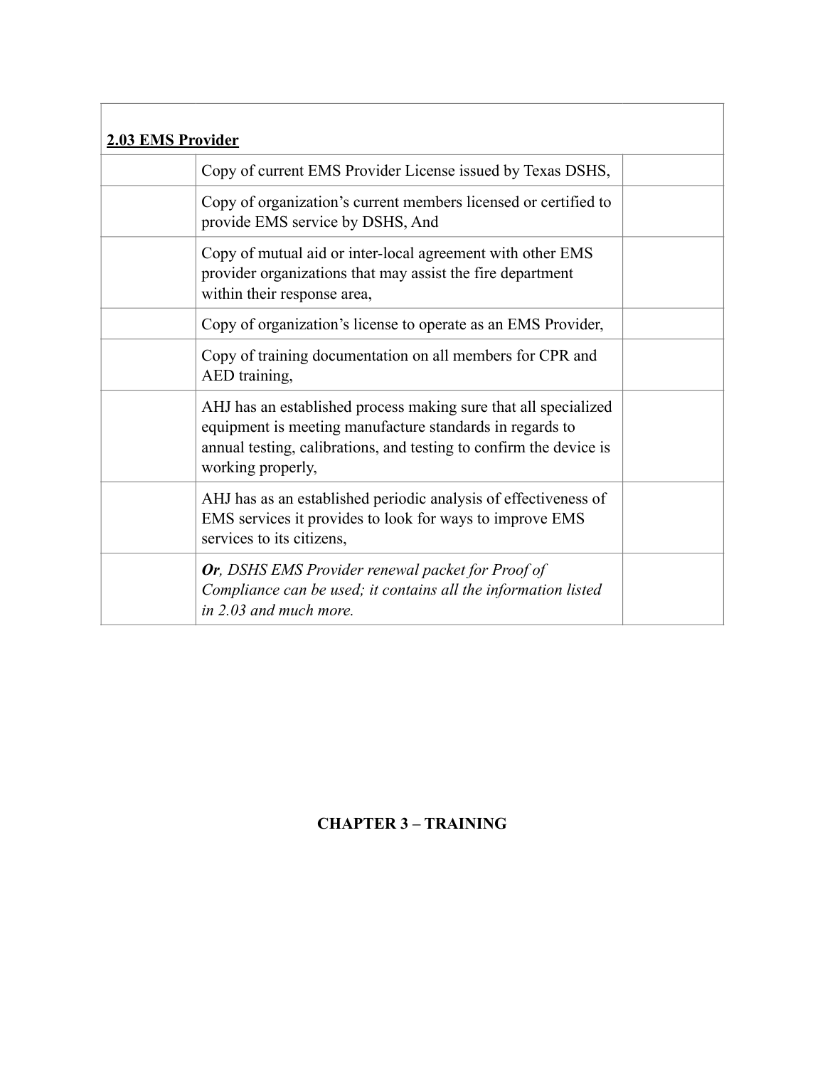| **2.03 EMS Provider** | | |
|---|---|---|
| | Copy of current EMS Provider License issued by Texas DSHS, | |
| | Copy of organization's current members licensed or certified to provide EMS service by DSHS, And | |
| | Copy of mutual aid or inter-local agreement with other EMS provider organizations that may assist the fire department within their response area, | |
| | Copy of organization's license to operate as an EMS Provider, | |
| | Copy of training documentation on all members for CPR and AED training, | |
| | AHJ has an established process making sure that all specialized equipment is meeting manufacture standards in regards to annual testing, calibrations, and testing to confirm the device is working properly, | |
| | AHJ has as an established periodic analysis of effectiveness of EMS services it provides to look for ways to improve EMS services to its citizens, | |
| | ***Or**, DSHS EMS Provider renewal packet for Proof of Compliance can be used; it contains all the information listed in 2.03 and much more.* | |

## CHAPTER 3 – TRAINING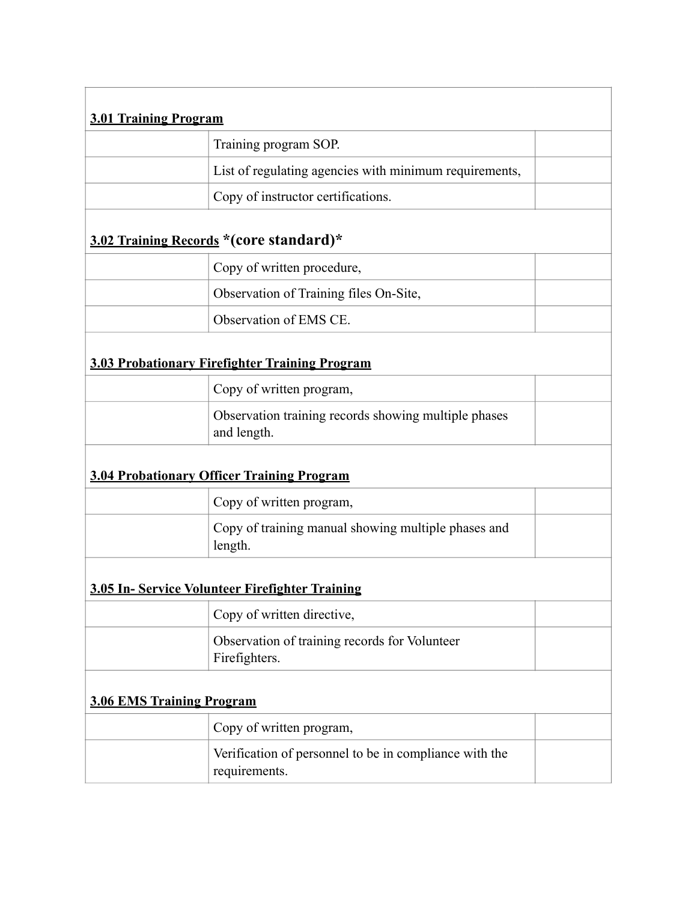| | | |
|---|---|---|
| **3.01 Training Program** | | |
| | Training program SOP. | |
| | List of regulating agencies with minimum requirements, | |
| | Copy of instructor certifications. | |
| **3.02 Training Records** **\*(core standard)\*** | | |
| | Copy of written procedure, | |
| | Observation of Training files On-Site, | |
| | Observation of EMS CE. | |
| **3.03 Probationary Firefighter Training Program** | | |
| | Copy of written program, | |
| | Observation training records showing multiple phases and length. | |
| **3.04 Probationary Officer Training Program** | | |
| | Copy of written program, | |
| | Copy of training manual showing multiple phases and length. | |
| **3.05 In- Service Volunteer Firefighter Training** | | |
| | Copy of written directive, | |
| | Observation of training records for Volunteer Firefighters. | |
| **3.06 EMS Training Program** | | |
| | Copy of written program, | |
| | Verification of personnel to be in compliance with the requirements. | |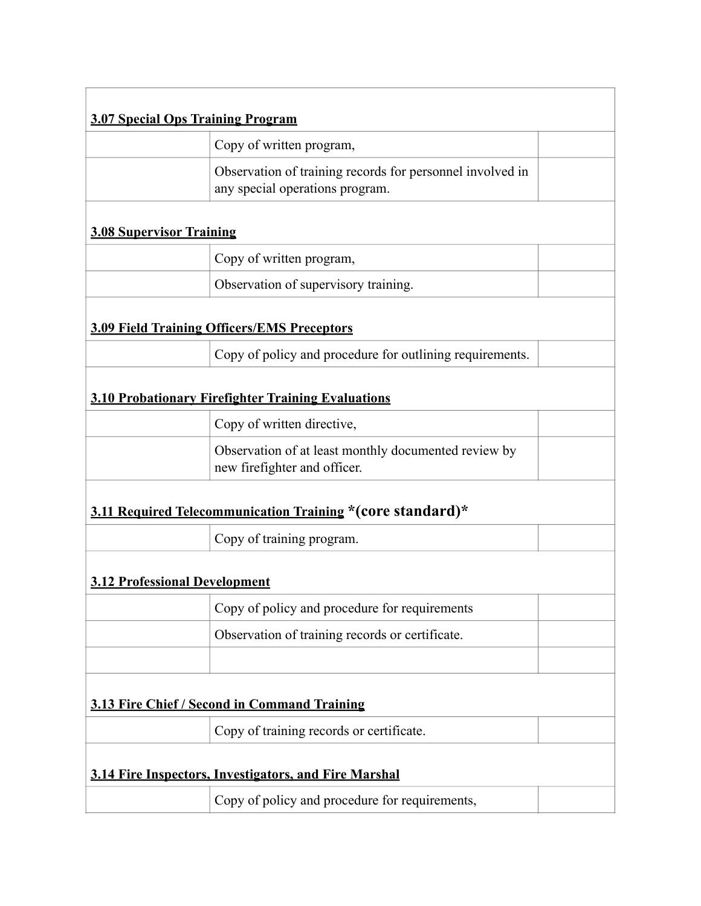| | | |
|---|---|---|
| **3.07 Special Ops Training Program** | | |
| | Copy of written program, | |
| | Observation of training records for personnel involved in any special operations program. | |
| **3.08 Supervisor Training** | | |
| | Copy of written program, | |
| | Observation of supervisory training. | |
| **3.09 Field Training Officers/EMS Preceptors** | | |
| | Copy of policy and procedure for outlining requirements. | |
| **3.10 Probationary Firefighter Training Evaluations** | | |
| | Copy of written directive, | |
| | Observation of at least monthly documented review by new firefighter and officer. | |
| **3.11 Required Telecommunication Training** ***(core standard)*** | | |
| | Copy of training program. | |
| **3.12 Professional Development** | | |
| | Copy of policy and procedure for requirements | |
| | Observation of training records or certificate. | |
| | | |
| **3.13 Fire Chief / Second in Command Training** | | |
| | Copy of training records or certificate. | |
| **3.14 Fire Inspectors, Investigators, and Fire Marshal** | | |
| | Copy of policy and procedure for requirements, | |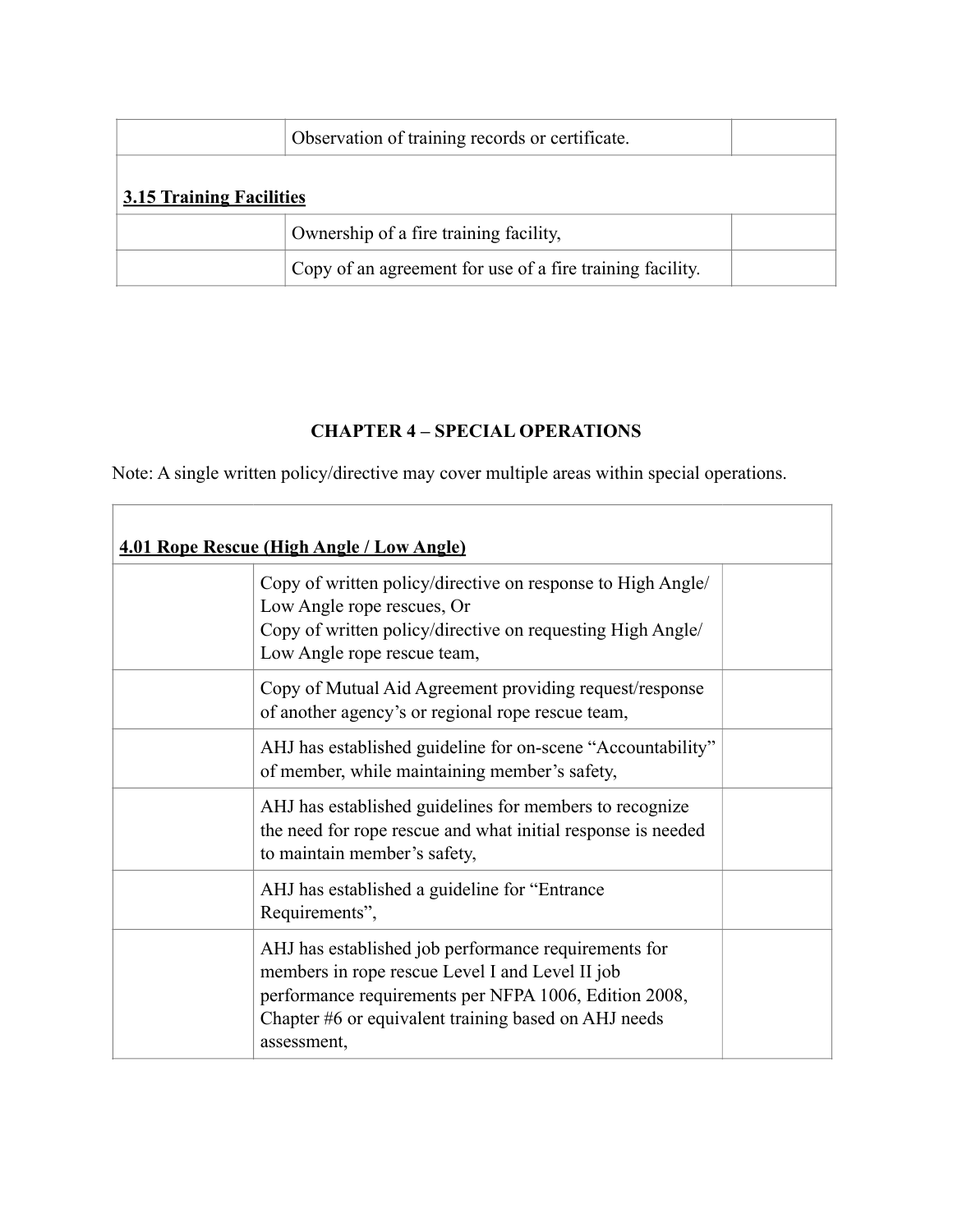| | Observation of training records or certificate. | |
|---|---|---|
| **3.15 Training Facilities** | | |
| | Ownership of a fire training facility, | |
| | Copy of an agreement for use of a fire training facility. | |

## CHAPTER 4 – SPECIAL OPERATIONS

Note: A single written policy/directive may cover multiple areas within special operations.

| **4.01 Rope Rescue (High Angle / Low Angle)** | | |
|---|---|---|
| | Copy of written policy/directive on response to High Angle/ Low Angle rope rescues, Or<br>Copy of written policy/directive on requesting High Angle/ Low Angle rope rescue team, | |
| | Copy of Mutual Aid Agreement providing request/response of another agency's or regional rope rescue team, | |
| | AHJ has established guideline for on-scene "Accountability" of member, while maintaining member's safety, | |
| | AHJ has established guidelines for members to recognize the need for rope rescue and what initial response is needed to maintain member's safety, | |
| | AHJ has established a guideline for "Entrance Requirements", | |
| | AHJ has established job performance requirements for members in rope rescue Level I and Level II job performance requirements per NFPA 1006, Edition 2008, Chapter #6 or equivalent training based on AHJ needs assessment, | |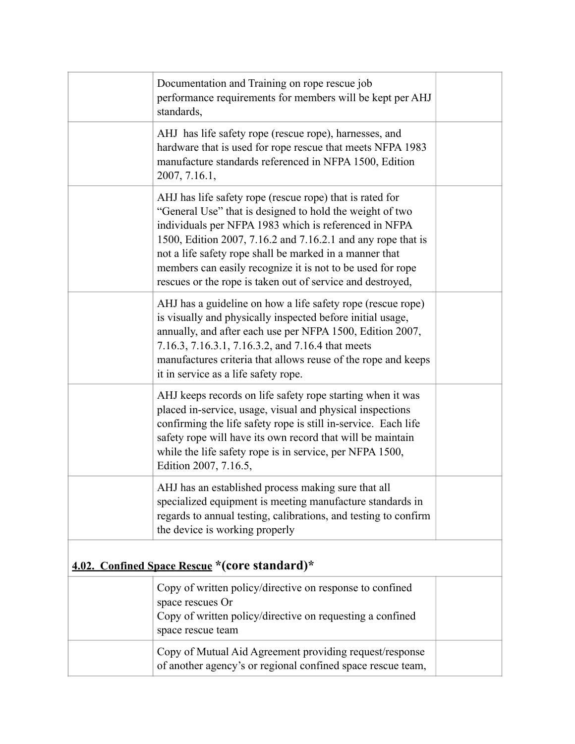| | | |
|---|---|---|
| | Documentation and Training on rope rescue job performance requirements for members will be kept per AHJ standards, | |
| | AHJ has life safety rope (rescue rope), harnesses, and hardware that is used for rope rescue that meets NFPA 1983 manufacture standards referenced in NFPA 1500, Edition 2007, 7.16.1, | |
| | AHJ has life safety rope (rescue rope) that is rated for "General Use" that is designed to hold the weight of two individuals per NFPA 1983 which is referenced in NFPA 1500, Edition 2007, 7.16.2 and 7.16.2.1 and any rope that is not a life safety rope shall be marked in a manner that members can easily recognize it is not to be used for rope rescues or the rope is taken out of service and destroyed, | |
| | AHJ has a guideline on how a life safety rope (rescue rope) is visually and physically inspected before initial usage, annually, and after each use per NFPA 1500, Edition 2007, 7.16.3, 7.16.3.1, 7.16.3.2, and 7.16.4 that meets manufactures criteria that allows reuse of the rope and keeps it in service as a life safety rope. | |
| | AHJ keeps records on life safety rope starting when it was placed in-service, usage, visual and physical inspections confirming the life safety rope is still in-service. Each life safety rope will have its own record that will be maintain while the life safety rope is in service, per NFPA 1500, Edition 2007, 7.16.5, | |
| | AHJ has an established process making sure that all specialized equipment is meeting manufacture standards in regards to annual testing, calibrations, and testing to confirm the device is working properly | |
| **4.02. Confined Space Rescue *(core standard)*** | | |
| | Copy of written policy/directive on response to confined space rescues Or<br>Copy of written policy/directive on requesting a confined space rescue team | |
| | Copy of Mutual Aid Agreement providing request/response of another agency's or regional confined space rescue team, | |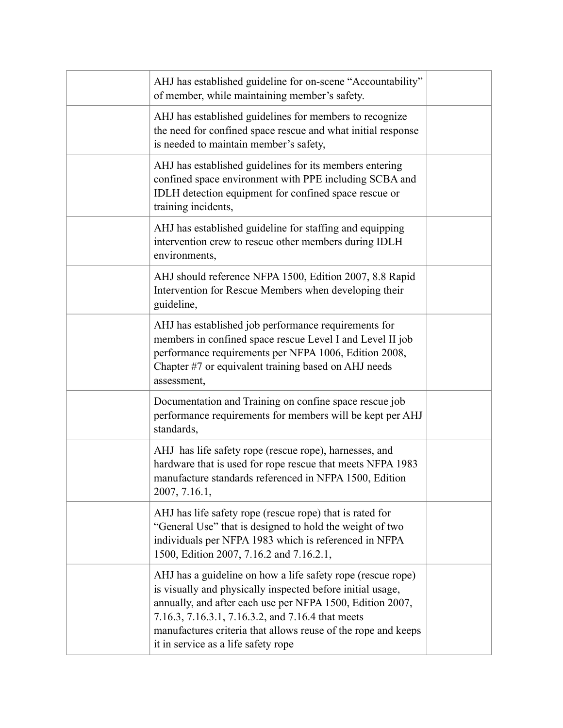| | | |
|---|---|---|
| | AHJ has established guideline for on-scene "Accountability" of member, while maintaining member's safety. | |
| | AHJ has established guidelines for members to recognize the need for confined space rescue and what initial response is needed to maintain member's safety, | |
| | AHJ has established guidelines for its members entering confined space environment with PPE including SCBA and IDLH detection equipment for confined space rescue or training incidents, | |
| | AHJ has established guideline for staffing and equipping intervention crew to rescue other members during IDLH environments, | |
| | AHJ should reference NFPA 1500, Edition 2007, 8.8 Rapid Intervention for Rescue Members when developing their guideline, | |
| | AHJ has established job performance requirements for members in confined space rescue Level I and Level II job performance requirements per NFPA 1006, Edition 2008, Chapter #7 or equivalent training based on AHJ needs assessment, | |
| | Documentation and Training on confine space rescue job performance requirements for members will be kept per AHJ standards, | |
| | AHJ has life safety rope (rescue rope), harnesses, and hardware that is used for rope rescue that meets NFPA 1983 manufacture standards referenced in NFPA 1500, Edition 2007, 7.16.1, | |
| | AHJ has life safety rope (rescue rope) that is rated for "General Use" that is designed to hold the weight of two individuals per NFPA 1983 which is referenced in NFPA 1500, Edition 2007, 7.16.2 and 7.16.2.1, | |
| | AHJ has a guideline on how a life safety rope (rescue rope) is visually and physically inspected before initial usage, annually, and after each use per NFPA 1500, Edition 2007, 7.16.3, 7.16.3.1, 7.16.3.2, and 7.16.4 that meets manufactures criteria that allows reuse of the rope and keeps it in service as a life safety rope | |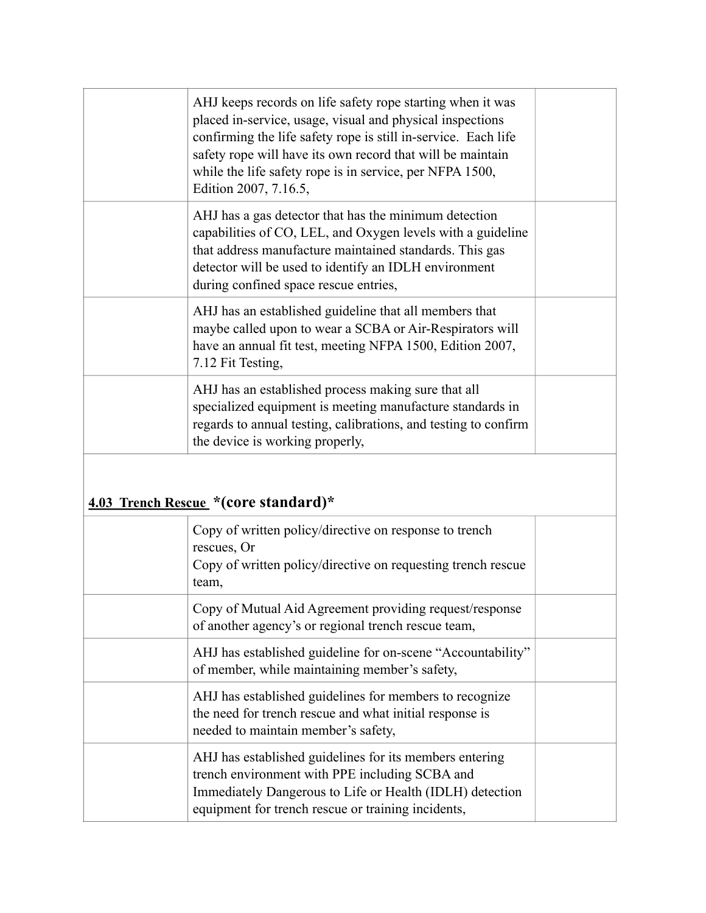| | | |
|---|---|---|
| | AHJ keeps records on life safety rope starting when it was placed in-service, usage, visual and physical inspections confirming the life safety rope is still in-service. Each life safety rope will have its own record that will be maintain while the life safety rope is in service, per NFPA 1500, Edition 2007, 7.16.5, | |
| | AHJ has a gas detector that has the minimum detection capabilities of CO, LEL, and Oxygen levels with a guideline that address manufacture maintained standards. This gas detector will be used to identify an IDLH environment during confined space rescue entries, | |
| | AHJ has an established guideline that all members that maybe called upon to wear a SCBA or Air-Respirators will have an annual fit test, meeting NFPA 1500, Edition 2007, 7.12 Fit Testing, | |
| | AHJ has an established process making sure that all specialized equipment is meeting manufacture standards in regards to annual testing, calibrations, and testing to confirm the device is working properly, | |

**4.03 Trench Rescue** ***(core standard)***

| | | |
|---|---|---|
| | Copy of written policy/directive on response to trench rescues, Or<br>Copy of written policy/directive on requesting trench rescue team, | |
| | Copy of Mutual Aid Agreement providing request/response of another agency's or regional trench rescue team, | |
| | AHJ has established guideline for on-scene "Accountability" of member, while maintaining member's safety, | |
| | AHJ has established guidelines for members to recognize the need for trench rescue and what initial response is needed to maintain member's safety, | |
| | AHJ has established guidelines for its members entering trench environment with PPE including SCBA and Immediately Dangerous to Life or Health (IDLH) detection equipment for trench rescue or training incidents, | |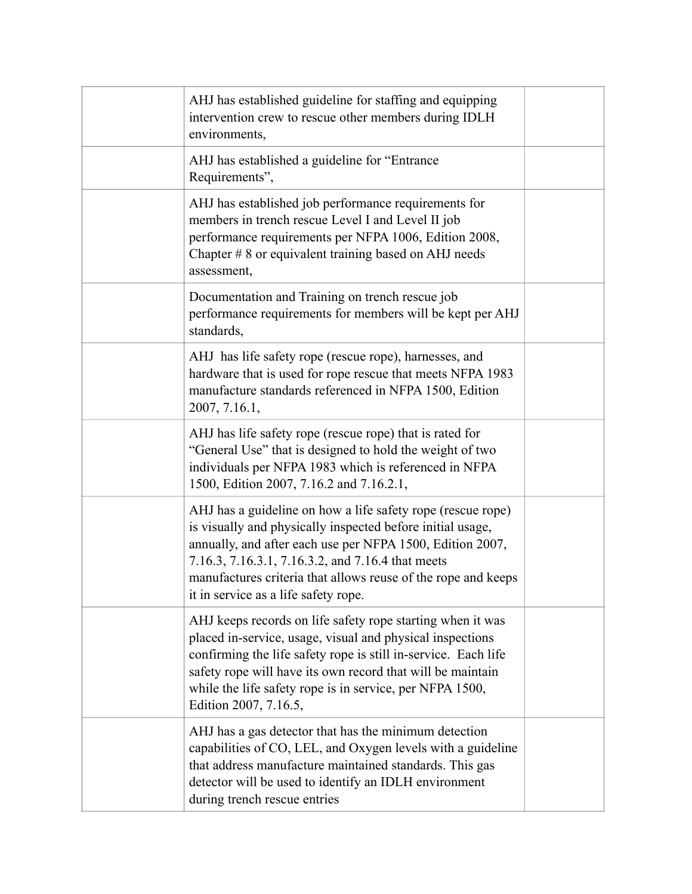| | | |
|---|---|---|
| | AHJ has established guideline for staffing and equipping intervention crew to rescue other members during IDLH environments, | |
| | AHJ has established a guideline for "Entrance Requirements", | |
| | AHJ has established job performance requirements for members in trench rescue Level I and Level II job performance requirements per NFPA 1006, Edition 2008, Chapter # 8 or equivalent training based on AHJ needs assessment, | |
| | Documentation and Training on trench rescue job performance requirements for members will be kept per AHJ standards, | |
| | AHJ has life safety rope (rescue rope), harnesses, and hardware that is used for rope rescue that meets NFPA 1983 manufacture standards referenced in NFPA 1500, Edition 2007, 7.16.1, | |
| | AHJ has life safety rope (rescue rope) that is rated for "General Use" that is designed to hold the weight of two individuals per NFPA 1983 which is referenced in NFPA 1500, Edition 2007, 7.16.2 and 7.16.2.1, | |
| | AHJ has a guideline on how a life safety rope (rescue rope) is visually and physically inspected before initial usage, annually, and after each use per NFPA 1500, Edition 2007, 7.16.3, 7.16.3.1, 7.16.3.2, and 7.16.4 that meets manufactures criteria that allows reuse of the rope and keeps it in service as a life safety rope. | |
| | AHJ keeps records on life safety rope starting when it was placed in-service, usage, visual and physical inspections confirming the life safety rope is still in-service. Each life safety rope will have its own record that will be maintain while the life safety rope is in service, per NFPA 1500, Edition 2007, 7.16.5, | |
| | AHJ has a gas detector that has the minimum detection capabilities of CO, LEL, and Oxygen levels with a guideline that address manufacture maintained standards. This gas detector will be used to identify an IDLH environment during trench rescue entries | |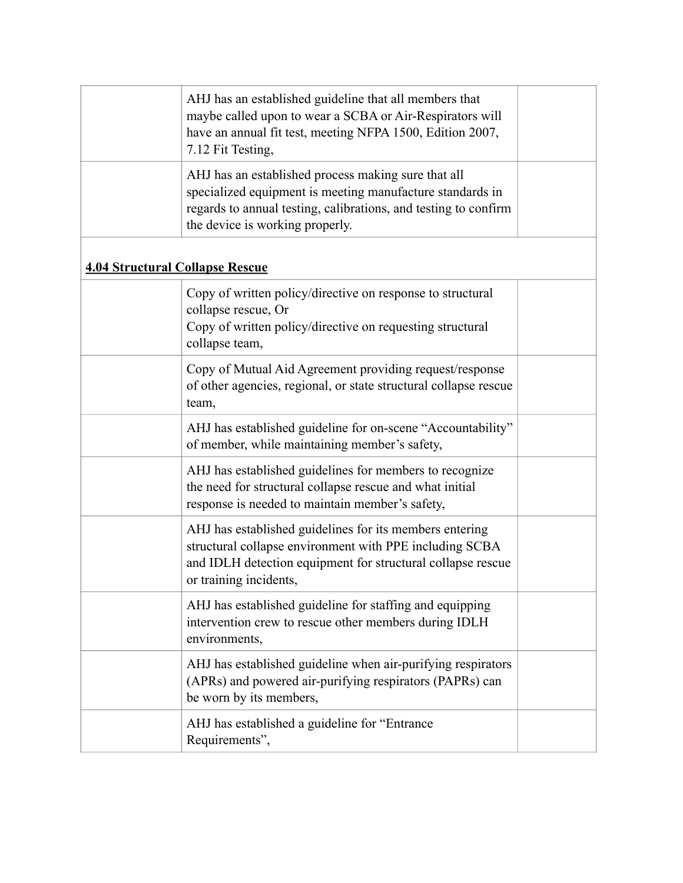| | | |
|---|---|---|
| | AHJ has an established guideline that all members that maybe called upon to wear a SCBA or Air-Respirators will have an annual fit test, meeting NFPA 1500, Edition 2007, 7.12 Fit Testing, | |
| | AHJ has an established process making sure that all specialized equipment is meeting manufacture standards in regards to annual testing, calibrations, and testing to confirm the device is working properly. | |

**4.04 Structural Collapse Rescue**

| | | |
|---|---|---|
| | Copy of written policy/directive on response to structural collapse rescue, Or<br>Copy of written policy/directive on requesting structural collapse team, | |
| | Copy of Mutual Aid Agreement providing request/response of other agencies, regional, or state structural collapse rescue team, | |
| | AHJ has established guideline for on-scene "Accountability" of member, while maintaining member's safety, | |
| | AHJ has established guidelines for members to recognize the need for structural collapse rescue and what initial response is needed to maintain member's safety, | |
| | AHJ has established guidelines for its members entering structural collapse environment with PPE including SCBA and IDLH detection equipment for structural collapse rescue or training incidents, | |
| | AHJ has established guideline for staffing and equipping intervention crew to rescue other members during IDLH environments, | |
| | AHJ has established guideline when air-purifying respirators (APRs) and powered air-purifying respirators (PAPRs) can be worn by its members, | |
| | AHJ has established a guideline for "Entrance Requirements", | |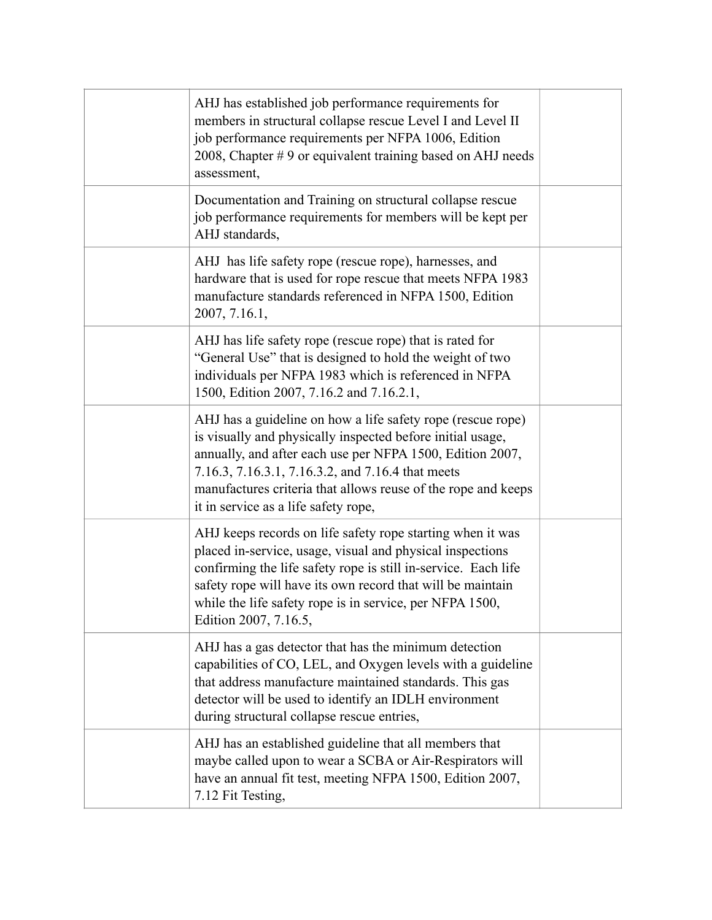| | | |
|---|---|---|
| | AHJ has established job performance requirements for members in structural collapse rescue Level I and Level II job performance requirements per NFPA 1006, Edition 2008, Chapter # 9 or equivalent training based on AHJ needs assessment, | |
| | Documentation and Training on structural collapse rescue job performance requirements for members will be kept per AHJ standards, | |
| | AHJ has life safety rope (rescue rope), harnesses, and hardware that is used for rope rescue that meets NFPA 1983 manufacture standards referenced in NFPA 1500, Edition 2007, 7.16.1, | |
| | AHJ has life safety rope (rescue rope) that is rated for "General Use" that is designed to hold the weight of two individuals per NFPA 1983 which is referenced in NFPA 1500, Edition 2007, 7.16.2 and 7.16.2.1, | |
| | AHJ has a guideline on how a life safety rope (rescue rope) is visually and physically inspected before initial usage, annually, and after each use per NFPA 1500, Edition 2007, 7.16.3, 7.16.3.1, 7.16.3.2, and 7.16.4 that meets manufactures criteria that allows reuse of the rope and keeps it in service as a life safety rope, | |
| | AHJ keeps records on life safety rope starting when it was placed in-service, usage, visual and physical inspections confirming the life safety rope is still in-service. Each life safety rope will have its own record that will be maintain while the life safety rope is in service, per NFPA 1500, Edition 2007, 7.16.5, | |
| | AHJ has a gas detector that has the minimum detection capabilities of CO, LEL, and Oxygen levels with a guideline that address manufacture maintained standards. This gas detector will be used to identify an IDLH environment during structural collapse rescue entries, | |
| | AHJ has an established guideline that all members that maybe called upon to wear a SCBA or Air-Respirators will have an annual fit test, meeting NFPA 1500, Edition 2007, 7.12 Fit Testing, | |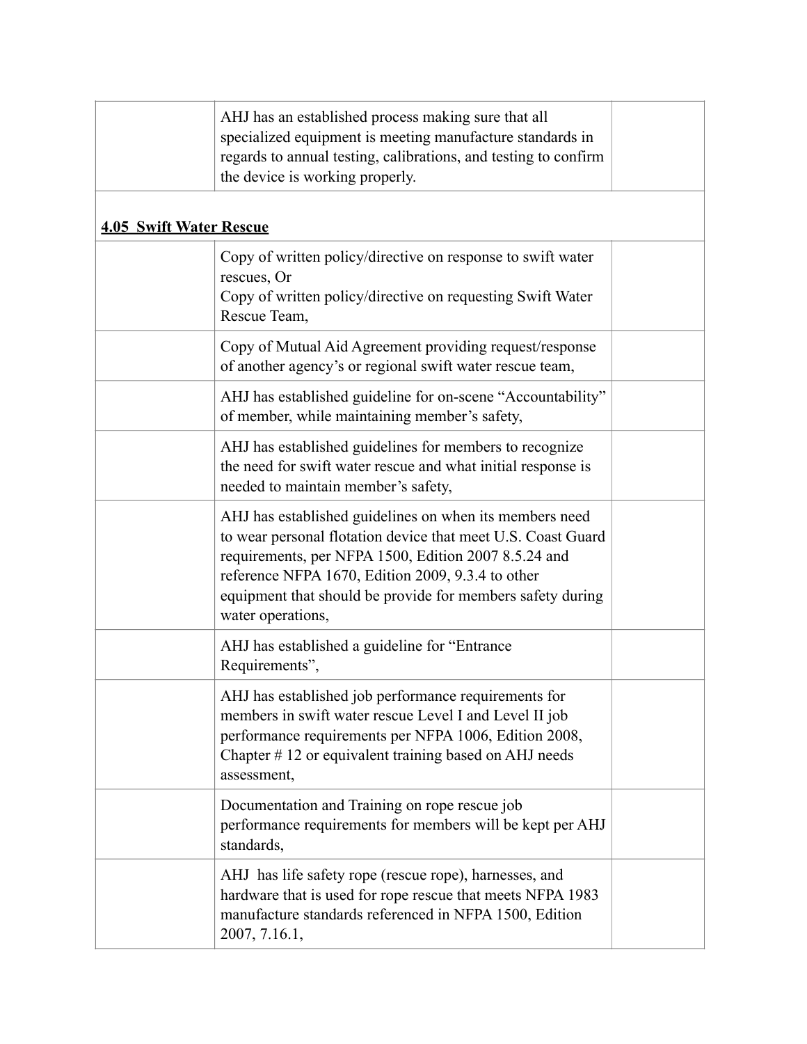|  | AHJ has an established process making sure that all specialized equipment is meeting manufacture standards in regards to annual testing, calibrations, and testing to confirm the device is working properly. |  |
|---|---|---|
| **4.05 Swift Water Rescue** | | |
|  | Copy of written policy/directive on response to swift water rescues, Or<br>Copy of written policy/directive on requesting Swift Water Rescue Team, |  |
|  | Copy of Mutual Aid Agreement providing request/response of another agency's or regional swift water rescue team, |  |
|  | AHJ has established guideline for on-scene "Accountability" of member, while maintaining member's safety, |  |
|  | AHJ has established guidelines for members to recognize the need for swift water rescue and what initial response is needed to maintain member's safety, |  |
|  | AHJ has established guidelines on when its members need to wear personal flotation device that meet U.S. Coast Guard requirements, per NFPA 1500, Edition 2007 8.5.24 and reference NFPA 1670, Edition 2009, 9.3.4 to other equipment that should be provide for members safety during water operations, |  |
|  | AHJ has established a guideline for "Entrance Requirements", |  |
|  | AHJ has established job performance requirements for members in swift water rescue Level I and Level II job performance requirements per NFPA 1006, Edition 2008, Chapter # 12 or equivalent training based on AHJ needs assessment, |  |
|  | Documentation and Training on rope rescue job performance requirements for members will be kept per AHJ standards, |  |
|  | AHJ has life safety rope (rescue rope), harnesses, and hardware that is used for rope rescue that meets NFPA 1983 manufacture standards referenced in NFPA 1500, Edition 2007, 7.16.1, |  |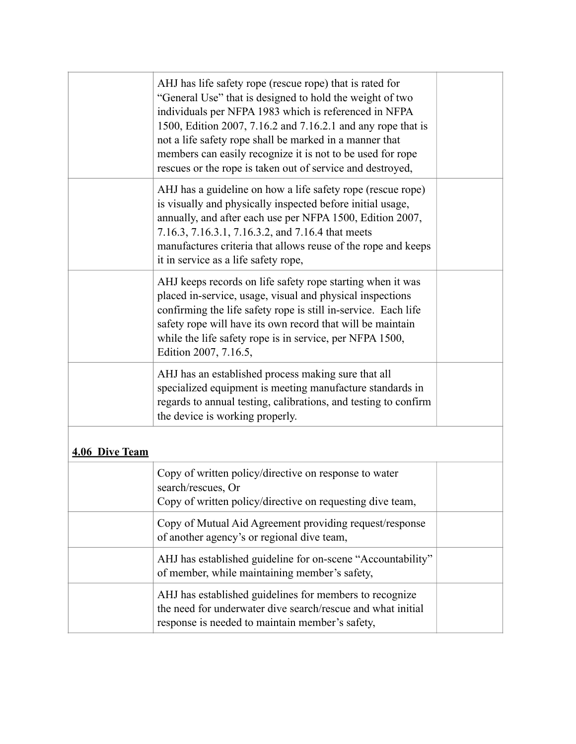| | | |
|---|---|---|
| | AHJ has life safety rope (rescue rope) that is rated for "General Use" that is designed to hold the weight of two individuals per NFPA 1983 which is referenced in NFPA 1500, Edition 2007, 7.16.2 and 7.16.2.1 and any rope that is not a life safety rope shall be marked in a manner that members can easily recognize it is not to be used for rope rescues or the rope is taken out of service and destroyed, | |
| | AHJ has a guideline on how a life safety rope (rescue rope) is visually and physically inspected before initial usage, annually, and after each use per NFPA 1500, Edition 2007, 7.16.3, 7.16.3.1, 7.16.3.2, and 7.16.4 that meets manufactures criteria that allows reuse of the rope and keeps it in service as a life safety rope, | |
| | AHJ keeps records on life safety rope starting when it was placed in-service, usage, visual and physical inspections confirming the life safety rope is still in-service. Each life safety rope will have its own record that will be maintain while the life safety rope is in service, per NFPA 1500, Edition 2007, 7.16.5, | |
| | AHJ has an established process making sure that all specialized equipment is meeting manufacture standards in regards to annual testing, calibrations, and testing to confirm the device is working properly. | |
| **4.06 Dive Team** | | |
| | Copy of written policy/directive on response to water search/rescues, Or<br>Copy of written policy/directive on requesting dive team, | |
| | Copy of Mutual Aid Agreement providing request/response of another agency's or regional dive team, | |
| | AHJ has established guideline for on-scene "Accountability" of member, while maintaining member's safety, | |
| | AHJ has established guidelines for members to recognize the need for underwater dive search/rescue and what initial response is needed to maintain member's safety, | |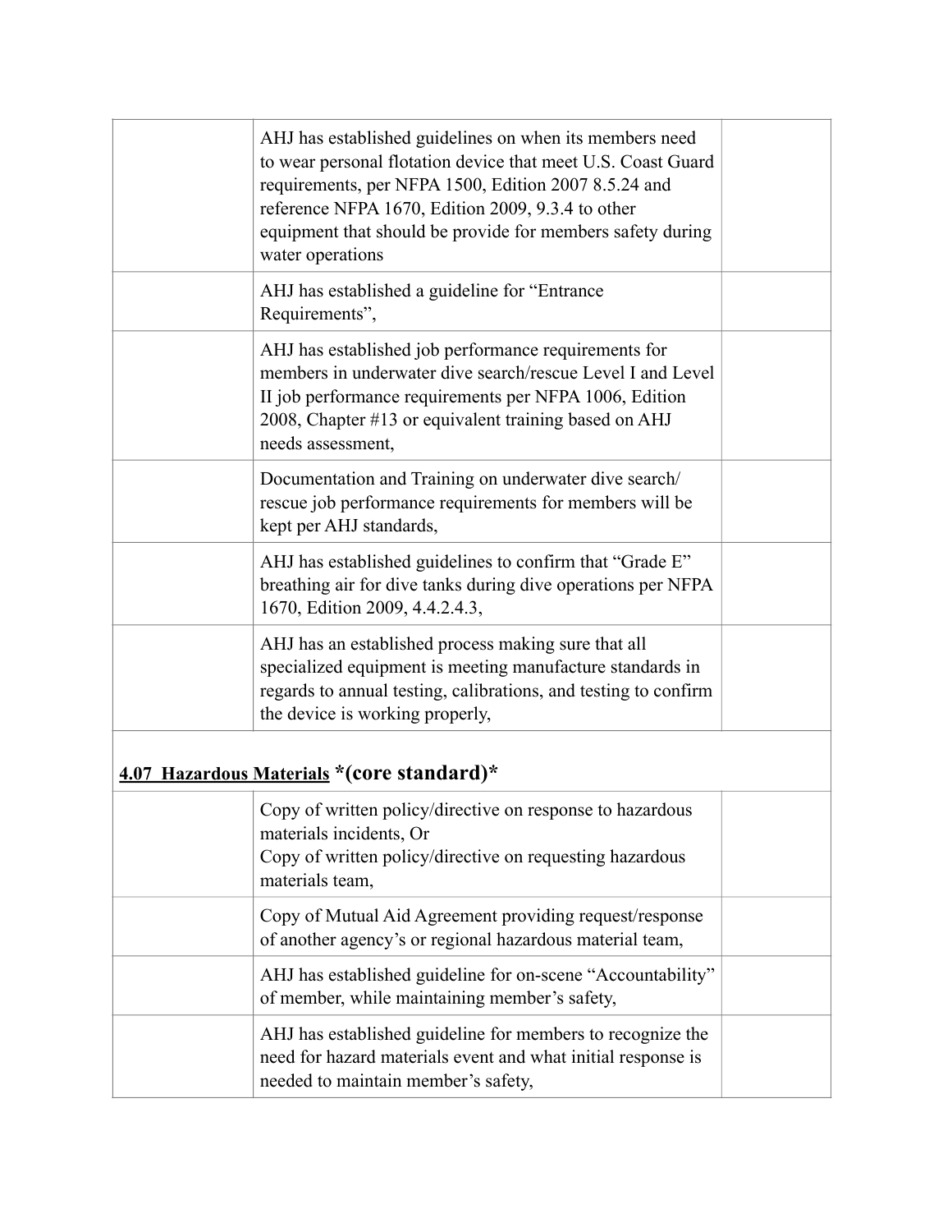| | | |
|---|---|---|
| | AHJ has established guidelines on when its members need to wear personal flotation device that meet U.S. Coast Guard requirements, per NFPA 1500, Edition 2007 8.5.24 and reference NFPA 1670, Edition 2009, 9.3.4 to other equipment that should be provide for members safety during water operations | |
| | AHJ has established a guideline for "Entrance Requirements", | |
| | AHJ has established job performance requirements for members in underwater dive search/rescue Level I and Level II job performance requirements per NFPA 1006, Edition 2008, Chapter #13 or equivalent training based on AHJ needs assessment, | |
| | Documentation and Training on underwater dive search/ rescue job performance requirements for members will be kept per AHJ standards, | |
| | AHJ has established guidelines to confirm that "Grade E" breathing air for dive tanks during dive operations per NFPA 1670, Edition 2009, 4.4.2.4.3, | |
| | AHJ has an established process making sure that all specialized equipment is meeting manufacture standards in regards to annual testing, calibrations, and testing to confirm the device is working properly, | |
| **4.07 Hazardous Materials** ***(core standard)*** | | |
| | Copy of written policy/directive on response to hazardous materials incidents, Or<br>Copy of written policy/directive on requesting hazardous materials team, | |
| | Copy of Mutual Aid Agreement providing request/response of another agency's or regional hazardous material team, | |
| | AHJ has established guideline for on-scene "Accountability" of member, while maintaining member's safety, | |
| | AHJ has established guideline for members to recognize the need for hazard materials event and what initial response is needed to maintain member's safety, | |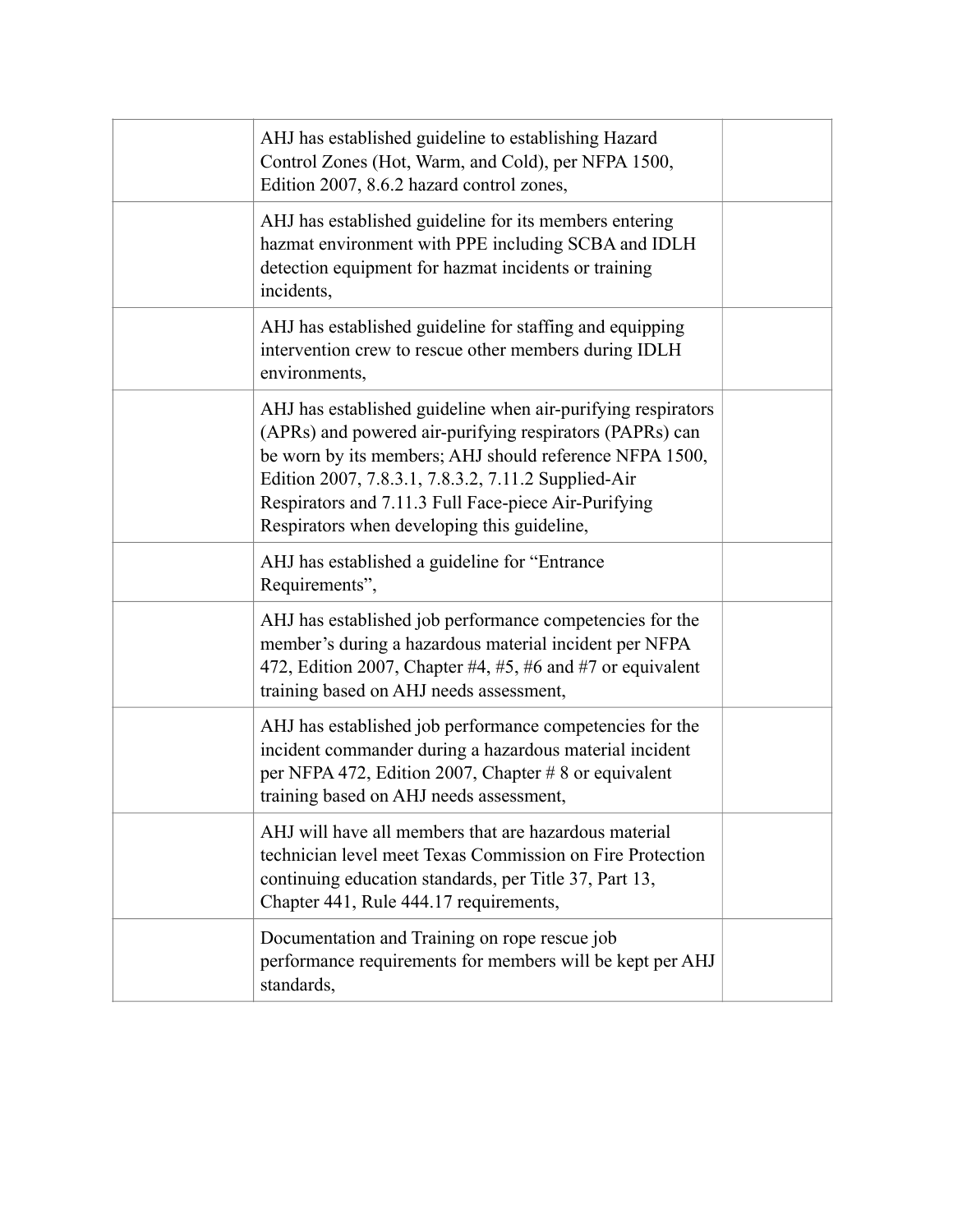| | | |
|---|---|---|
| | AHJ has established guideline to establishing Hazard Control Zones (Hot, Warm, and Cold), per NFPA 1500, Edition 2007, 8.6.2 hazard control zones, | |
| | AHJ has established guideline for its members entering hazmat environment with PPE including SCBA and IDLH detection equipment for hazmat incidents or training incidents, | |
| | AHJ has established guideline for staffing and equipping intervention crew to rescue other members during IDLH environments, | |
| | AHJ has established guideline when air-purifying respirators (APRs) and powered air-purifying respirators (PAPRs) can be worn by its members; AHJ should reference NFPA 1500, Edition 2007, 7.8.3.1, 7.8.3.2, 7.11.2 Supplied-Air Respirators and 7.11.3 Full Face-piece Air-Purifying Respirators when developing this guideline, | |
| | AHJ has established a guideline for "Entrance Requirements", | |
| | AHJ has established job performance competencies for the member's during a hazardous material incident per NFPA 472, Edition 2007, Chapter #4, #5, #6 and #7 or equivalent training based on AHJ needs assessment, | |
| | AHJ has established job performance competencies for the incident commander during a hazardous material incident per NFPA 472, Edition 2007, Chapter # 8 or equivalent training based on AHJ needs assessment, | |
| | AHJ will have all members that are hazardous material technician level meet Texas Commission on Fire Protection continuing education standards, per Title 37, Part 13, Chapter 441, Rule 444.17 requirements, | |
| | Documentation and Training on rope rescue job performance requirements for members will be kept per AHJ standards, | |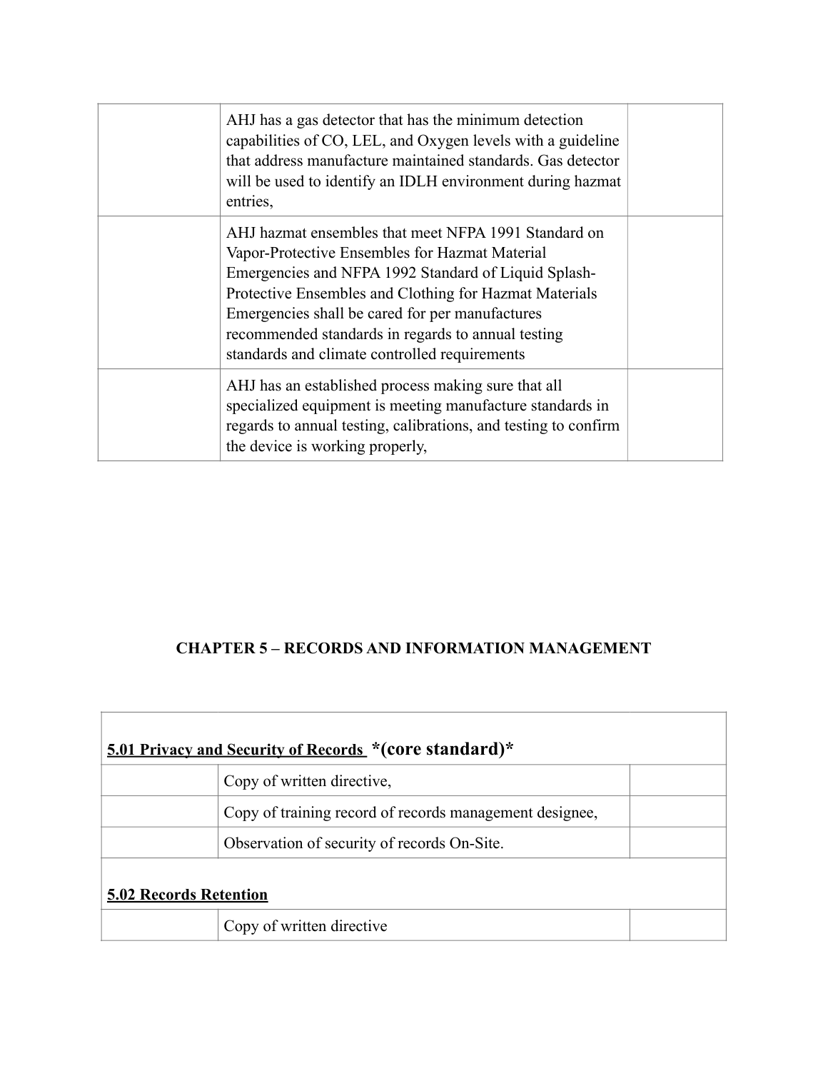| | | |
|---|---|---|
| | AHJ has a gas detector that has the minimum detection capabilities of CO, LEL, and Oxygen levels with a guideline that address manufacture maintained standards. Gas detector will be used to identify an IDLH environment during hazmat entries, | |
| | AHJ hazmat ensembles that meet NFPA 1991 Standard on Vapor-Protective Ensembles for Hazmat Material Emergencies and NFPA 1992 Standard of Liquid Splash-Protective Ensembles and Clothing for Hazmat Materials Emergencies shall be cared for per manufactures recommended standards in regards to annual testing standards and climate controlled requirements | |
| | AHJ has an established process making sure that all specialized equipment is meeting manufacture standards in regards to annual testing, calibrations, and testing to confirm the device is working properly, | |

## CHAPTER 5 – RECORDS AND INFORMATION MANAGEMENT

| **5.01 Privacy and Security of Records** ***(core standard)*** | | |
|---|---|---|
| | Copy of written directive, | |
| | Copy of training record of records management designee, | |
| | Observation of security of records On-Site. | |
| **5.02 Records Retention** | | |
| | Copy of written directive | |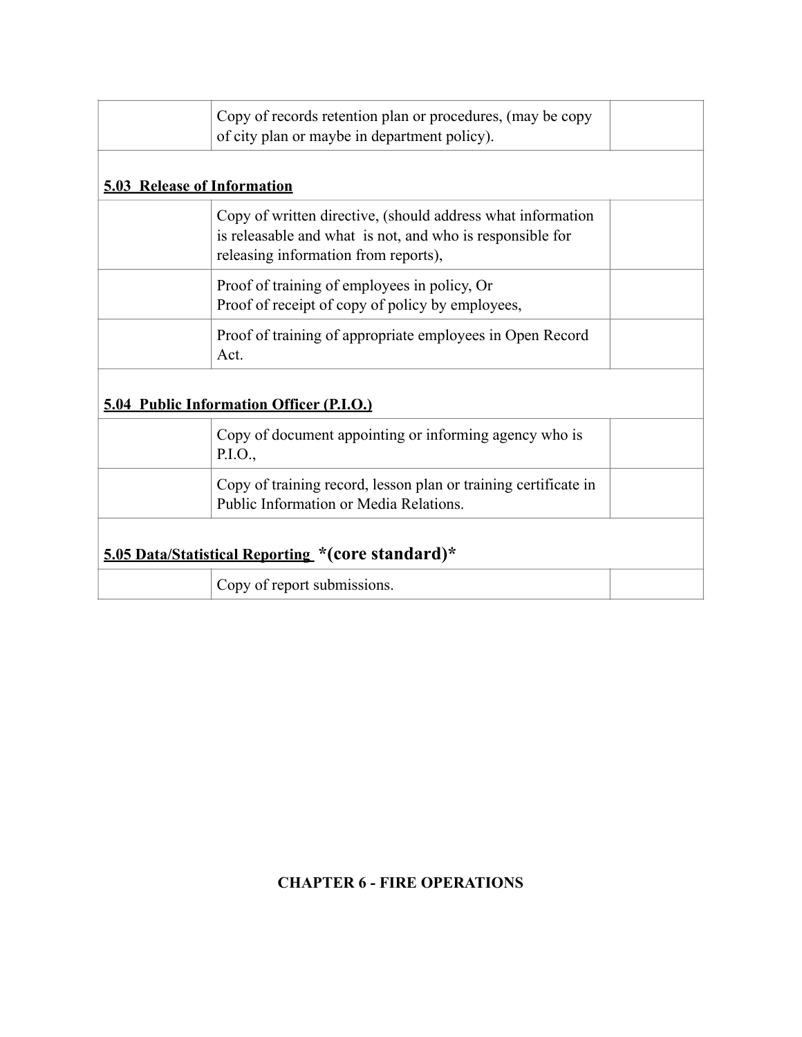| | | |
|---|---|---|
| | Copy of records retention plan or procedures, (may be copy of city plan or maybe in department policy). | |
| **5.03 Release of Information** | | |
| | Copy of written directive, (should address what information is releasable and what is not, and who is responsible for releasing information from reports), | |
| | Proof of training of employees in policy, Or<br>Proof of receipt of copy of policy by employees, | |
| | Proof of training of appropriate employees in Open Record Act. | |
| **5.04 Public Information Officer (P.I.O.)** | | |
| | Copy of document appointing or informing agency who is P.I.O., | |
| | Copy of training record, lesson plan or training certificate in Public Information or Media Relations. | |
| **5.05 Data/Statistical Reporting *(core standard)*** | | |
| | Copy of report submissions. | |

## CHAPTER 6 - FIRE OPERATIONS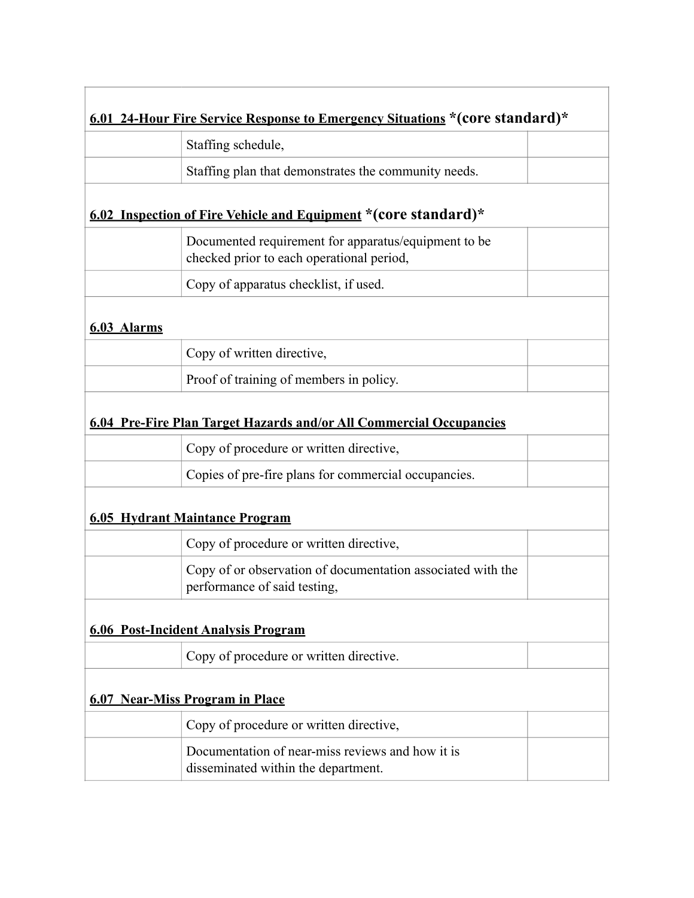| | | |
|---|---|---|
| **<u>6.01 24-Hour Fire Service Response to Emergency Situations</u> *(core standard)*** | | |
| | Staffing schedule, | |
| | Staffing plan that demonstrates the community needs. | |
| **<u>6.02 Inspection of Fire Vehicle and Equipment</u> *(core standard)*** | | |
| | Documented requirement for apparatus/equipment to be checked prior to each operational period, | |
| | Copy of apparatus checklist, if used. | |
| **<u>6.03 Alarms</u>** | | |
| | Copy of written directive, | |
| | Proof of training of members in policy. | |
| **<u>6.04 Pre-Fire Plan Target Hazards and/or All Commercial Occupancies</u>** | | |
| | Copy of procedure or written directive, | |
| | Copies of pre-fire plans for commercial occupancies. | |
| **<u>6.05 Hydrant Maintance Program</u>** | | |
| | Copy of procedure or written directive, | |
| | Copy of or observation of documentation associated with the performance of said testing, | |
| **<u>6.06 Post-Incident Analysis Program</u>** | | |
| | Copy of procedure or written directive. | |
| **<u>6.07 Near-Miss Program in Place</u>** | | |
| | Copy of procedure or written directive, | |
| | Documentation of near-miss reviews and how it is disseminated within the department. | |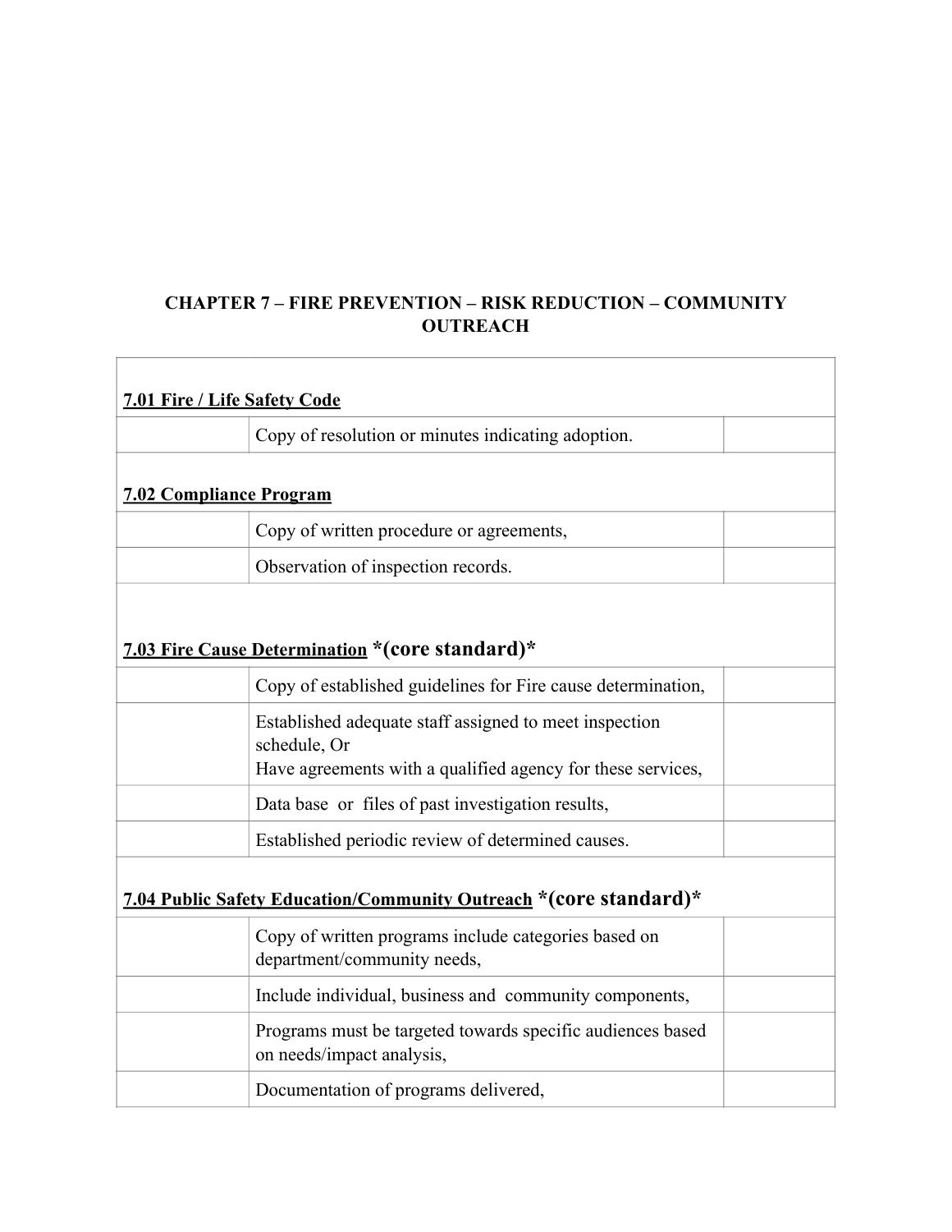## CHAPTER 7 – FIRE PREVENTION – RISK REDUCTION – COMMUNITY OUTREACH

| | | |
|---|---|---|
| **7.01 Fire / Life Safety Code** | | |
| | Copy of resolution or minutes indicating adoption. | |
| **7.02 Compliance Program** | | |
| | Copy of written procedure or agreements, | |
| | Observation of inspection records. | |
| **7.03 Fire Cause Determination** ***(core standard)*** | | |
| | Copy of established guidelines for Fire cause determination, | |
| | Established adequate staff assigned to meet inspection schedule, Or<br>Have agreements with a qualified agency for these services, | |
| | Data base or files of past investigation results, | |
| | Established periodic review of determined causes. | |
| **7.04 Public Safety Education/Community Outreach** ***(core standard)*** | | |
| | Copy of written programs include categories based on department/community needs, | |
| | Include individual, business and community components, | |
| | Programs must be targeted towards specific audiences based on needs/impact analysis, | |
| | Documentation of programs delivered, | |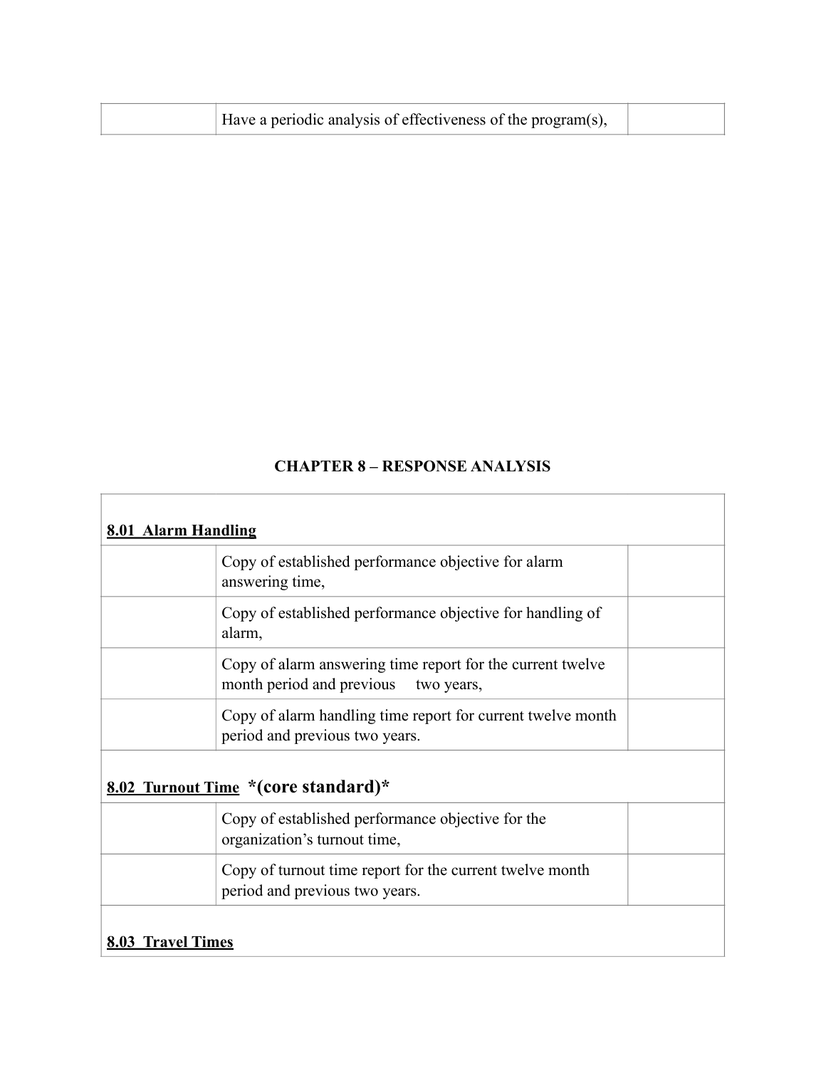| | Have a periodic analysis of effectiveness of the program(s), | |
|---|---|---|

## CHAPTER 8 – RESPONSE ANALYSIS

| **8.01 Alarm Handling** | | |
|---|---|---|
| | Copy of established performance objective for alarm answering time, | |
| | Copy of established performance objective for handling of alarm, | |
| | Copy of alarm answering time report for the current twelve month period and previous two years, | |
| | Copy of alarm handling time report for current twelve month period and previous two years. | |
| **8.02 Turnout Time** ***(core standard)*** | | |
| | Copy of established performance objective for the organization's turnout time, | |
| | Copy of turnout time report for the current twelve month period and previous two years. | |
| **8.03 Travel Times** | | |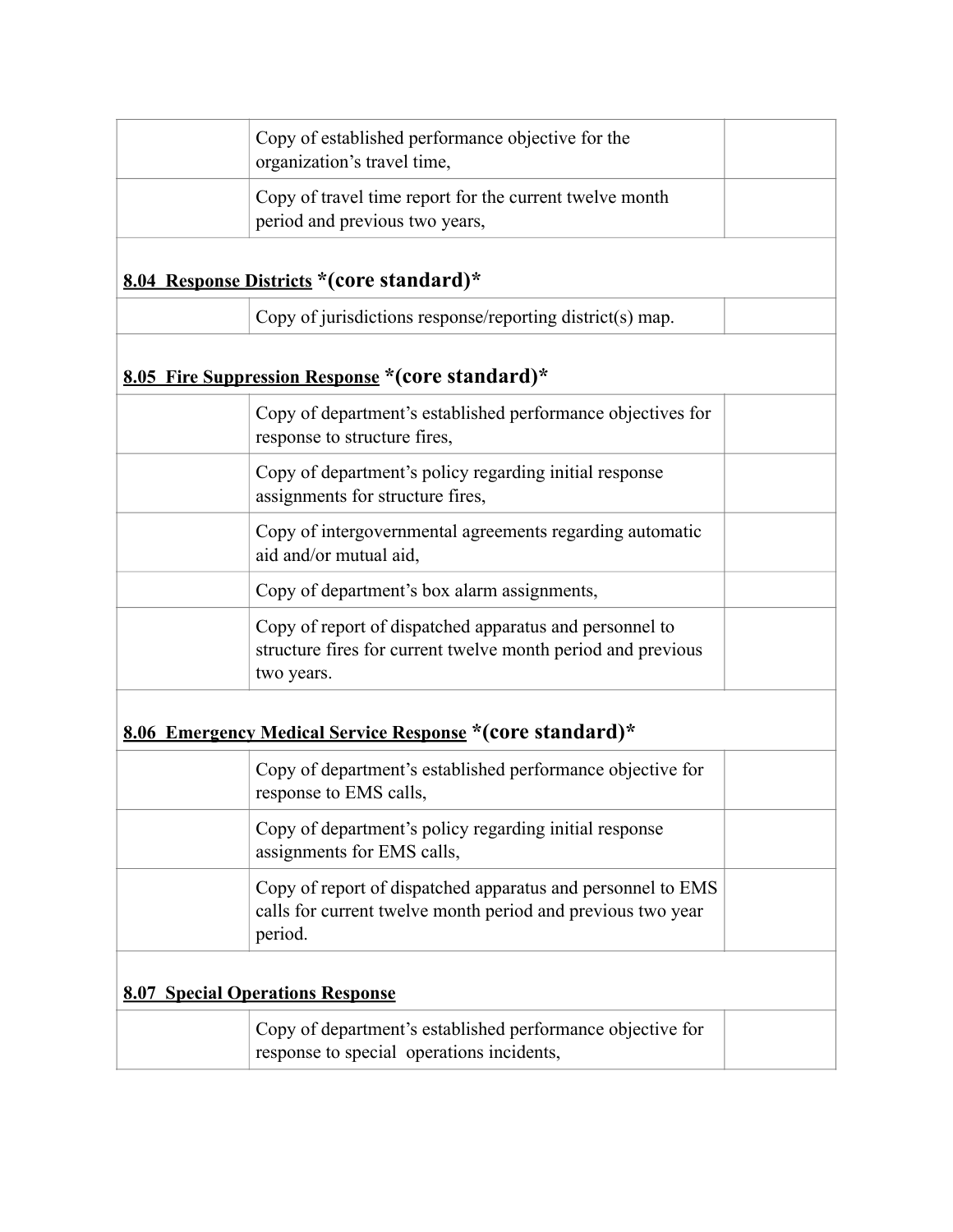| | | |
|---|---|---|
| | Copy of established performance objective for the organization's travel time, | |
| | Copy of travel time report for the current twelve month period and previous two years, | |
| **8.04 Response Districts** *(core standard)* | | |
| | Copy of jurisdictions response/reporting district(s) map. | |
| **8.05 Fire Suppression Response** *(core standard)* | | |
| | Copy of department's established performance objectives for response to structure fires, | |
| | Copy of department's policy regarding initial response assignments for structure fires, | |
| | Copy of intergovernmental agreements regarding automatic aid and/or mutual aid, | |
| | Copy of department's box alarm assignments, | |
| | Copy of report of dispatched apparatus and personnel to structure fires for current twelve month period and previous two years. | |
| **8.06 Emergency Medical Service Response** *(core standard)* | | |
| | Copy of department's established performance objective for response to EMS calls, | |
| | Copy of department's policy regarding initial response assignments for EMS calls, | |
| | Copy of report of dispatched apparatus and personnel to EMS calls for current twelve month period and previous two year period. | |
| **8.07 Special Operations Response** | | |
| | Copy of department's established performance objective for response to special operations incidents, | |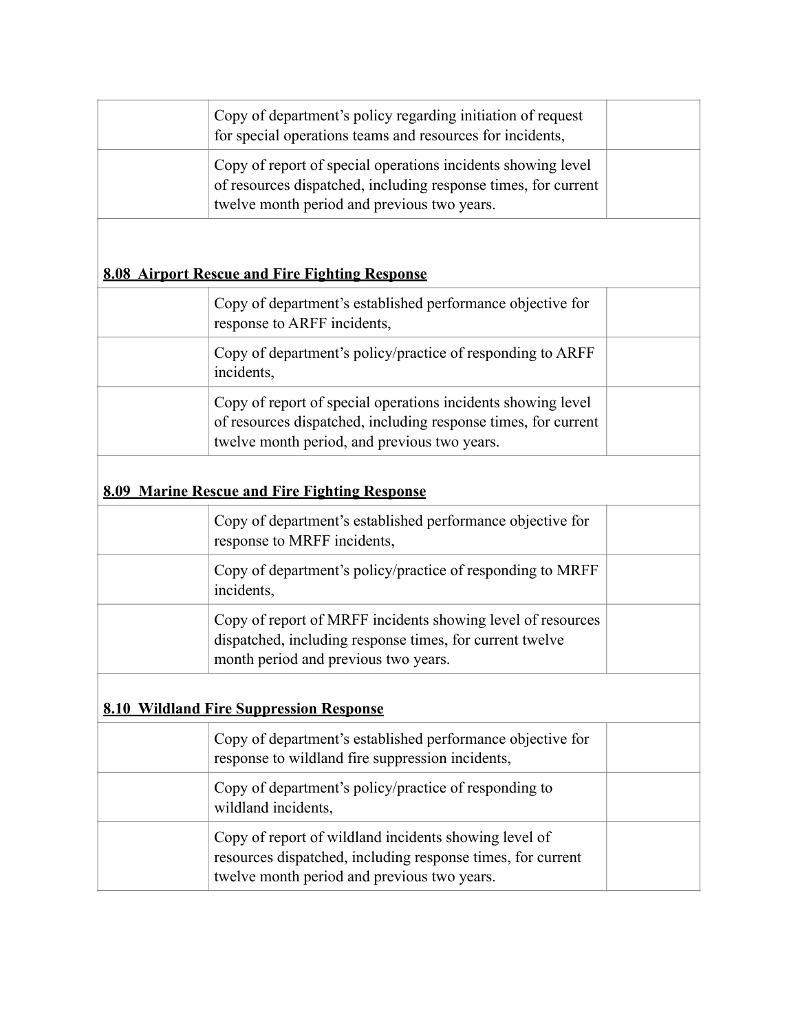| | | |
|---|---|---|
| | Copy of department's policy regarding initiation of request for special operations teams and resources for incidents, | |
| | Copy of report of special operations incidents showing level of resources dispatched, including response times, for current twelve month period and previous two years. | |
| **8.08 Airport Rescue and Fire Fighting Response** | | |
| | Copy of department's established performance objective for response to ARFF incidents, | |
| | Copy of department's policy/practice of responding to ARFF incidents, | |
| | Copy of report of special operations incidents showing level of resources dispatched, including response times, for current twelve month period, and previous two years. | |
| **8.09 Marine Rescue and Fire Fighting Response** | | |
| | Copy of department's established performance objective for response to MRFF incidents, | |
| | Copy of department's policy/practice of responding to MRFF incidents, | |
| | Copy of report of MRFF incidents showing level of resources dispatched, including response times, for current twelve month period and previous two years. | |
| **8.10 Wildland Fire Suppression Response** | | |
| | Copy of department's established performance objective for response to wildland fire suppression incidents, | |
| | Copy of department's policy/practice of responding to wildland incidents, | |
| | Copy of report of wildland incidents showing level of resources dispatched, including response times, for current twelve month period and previous two years. | |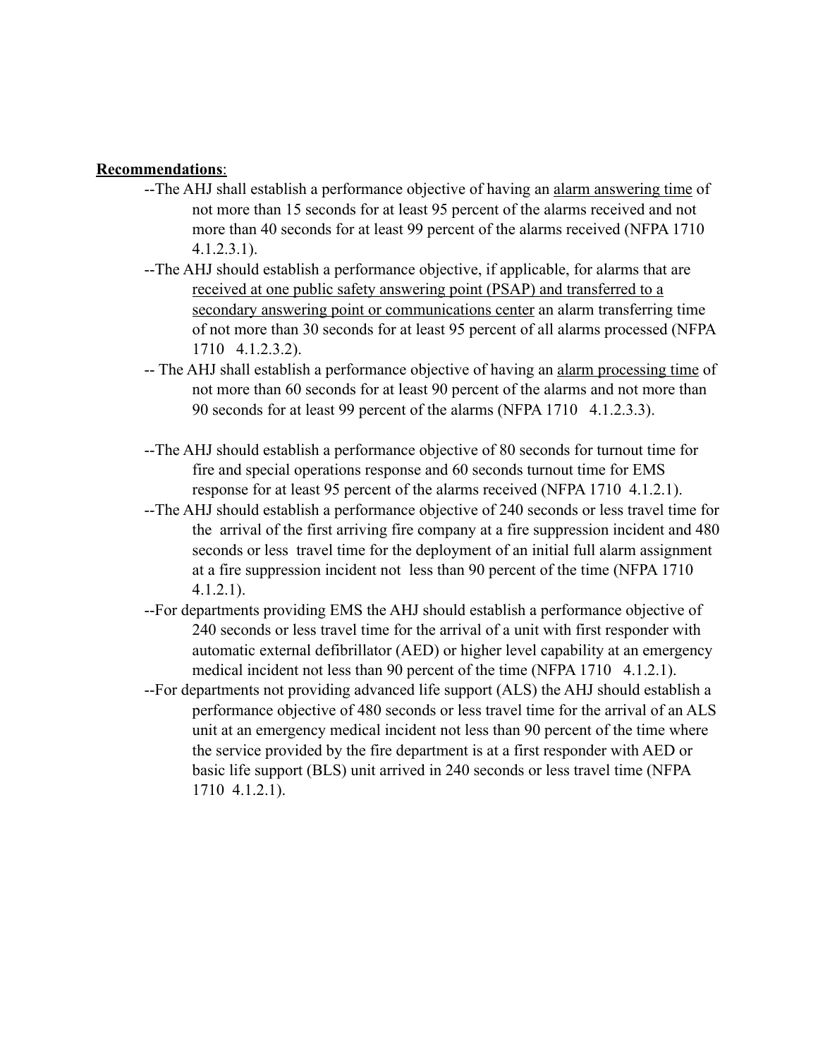**Recommendations**:

- --The AHJ shall establish a performance objective of having an <u>alarm answering time</u> of not more than 15 seconds for at least 95 percent of the alarms received and not more than 40 seconds for at least 99 percent of the alarms received (NFPA 1710 4.1.2.3.1).
- --The AHJ should establish a performance objective, if applicable, for alarms that are <u>received at one public safety answering point (PSAP) and transferred to a secondary answering point or communications center</u> an alarm transferring time of not more than 30 seconds for at least 95 percent of all alarms processed (NFPA 1710 4.1.2.3.2).
- -- The AHJ shall establish a performance objective of having an <u>alarm processing time</u> of not more than 60 seconds for at least 90 percent of the alarms and not more than 90 seconds for at least 99 percent of the alarms (NFPA 1710 4.1.2.3.3).

- --The AHJ should establish a performance objective of 80 seconds for turnout time for fire and special operations response and 60 seconds turnout time for EMS response for at least 95 percent of the alarms received (NFPA 1710 4.1.2.1).
- --The AHJ should establish a performance objective of 240 seconds or less travel time for the arrival of the first arriving fire company at a fire suppression incident and 480 seconds or less travel time for the deployment of an initial full alarm assignment at a fire suppression incident not less than 90 percent of the time (NFPA 1710 4.1.2.1).
- --For departments providing EMS the AHJ should establish a performance objective of 240 seconds or less travel time for the arrival of a unit with first responder with automatic external defibrillator (AED) or higher level capability at an emergency medical incident not less than 90 percent of the time (NFPA 1710 4.1.2.1).
- --For departments not providing advanced life support (ALS) the AHJ should establish a performance objective of 480 seconds or less travel time for the arrival of an ALS unit at an emergency medical incident not less than 90 percent of the time where the service provided by the fire department is at a first responder with AED or basic life support (BLS) unit arrived in 240 seconds or less travel time (NFPA 1710 4.1.2.1).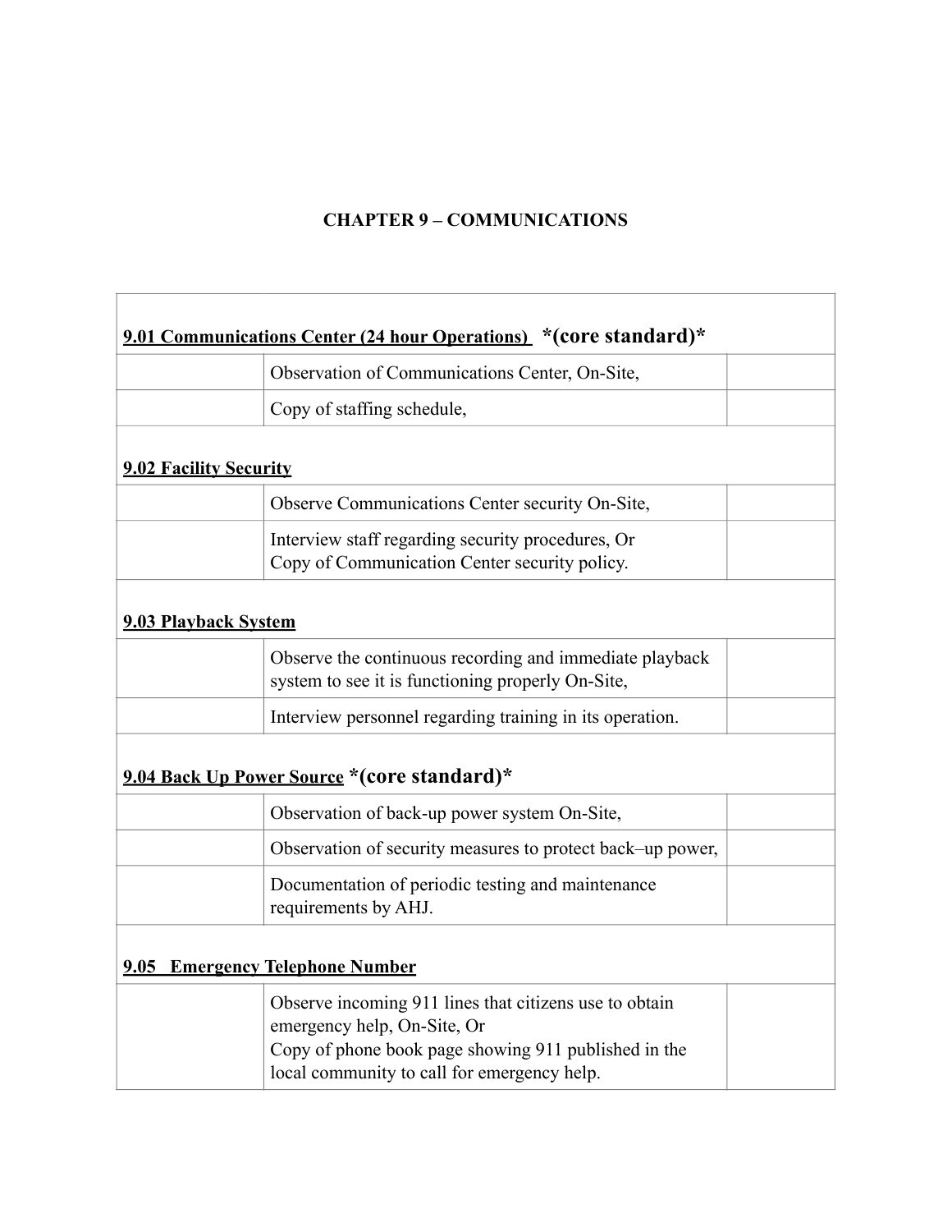# CHAPTER 9 – COMMUNICATIONS

| | | |
|---|---|---|
| **9.01 Communications Center (24 hour Operations)** ***(core standard)*** | | |
| | Observation of Communications Center, On-Site, | |
| | Copy of staffing schedule, | |
| **9.02 Facility Security** | | |
| | Observe Communications Center security On-Site, | |
| | Interview staff regarding security procedures, Or<br>Copy of Communication Center security policy. | |
| **9.03 Playback System** | | |
| | Observe the continuous recording and immediate playback system to see it is functioning properly On-Site, | |
| | Interview personnel regarding training in its operation. | |
| **9.04 Back Up Power Source** ***(core standard)*** | | |
| | Observation of back-up power system On-Site, | |
| | Observation of security measures to protect back–up power, | |
| | Documentation of periodic testing and maintenance requirements by AHJ. | |
| **9.05 Emergency Telephone Number** | | |
| | Observe incoming 911 lines that citizens use to obtain emergency help, On-Site, Or<br>Copy of phone book page showing 911 published in the local community to call for emergency help. | |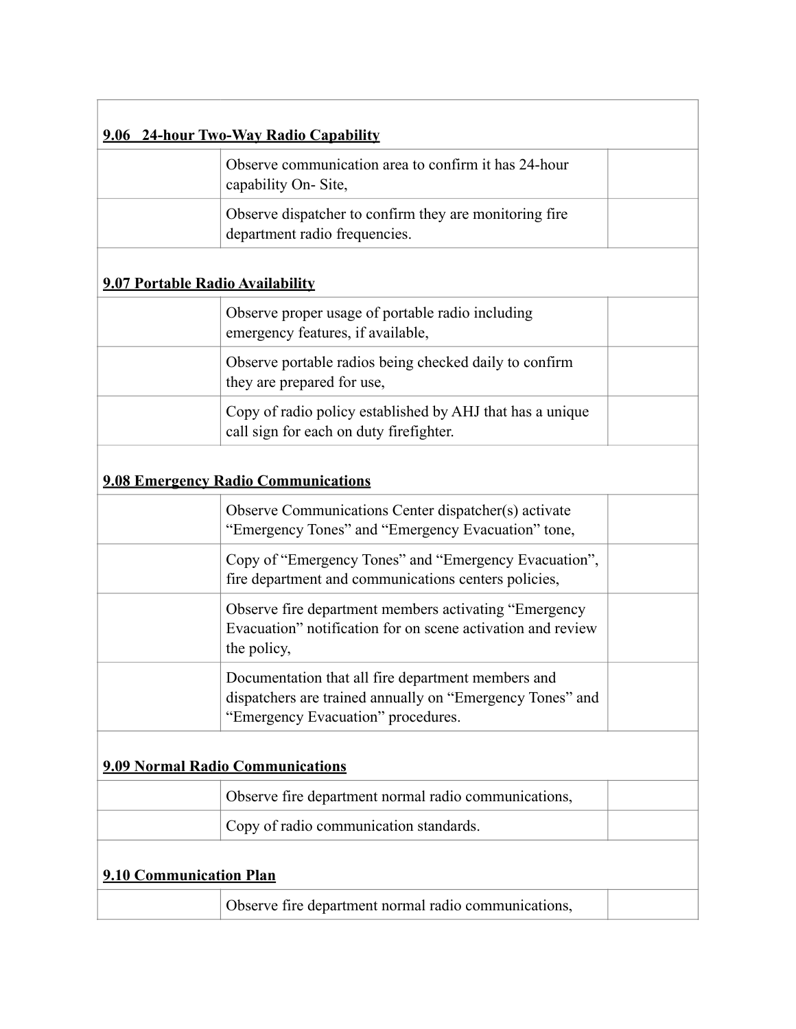| **<u>9.06 24-hour Two-Way Radio Capability</u>** | | |
|---|---|---|
| | Observe communication area to confirm it has 24-hour capability On- Site, | |
| | Observe dispatcher to confirm they are monitoring fire department radio frequencies. | |
| **<u>9.07 Portable Radio Availability</u>** | | |
| | Observe proper usage of portable radio including emergency features, if available, | |
| | Observe portable radios being checked daily to confirm they are prepared for use, | |
| | Copy of radio policy established by AHJ that has a unique call sign for each on duty firefighter. | |
| **<u>9.08 Emergency Radio Communications</u>** | | |
| | Observe Communications Center dispatcher(s) activate "Emergency Tones" and "Emergency Evacuation" tone, | |
| | Copy of "Emergency Tones" and "Emergency Evacuation", fire department and communications centers policies, | |
| | Observe fire department members activating "Emergency Evacuation" notification for on scene activation and review the policy, | |
| | Documentation that all fire department members and dispatchers are trained annually on "Emergency Tones" and "Emergency Evacuation" procedures. | |
| **<u>9.09 Normal Radio Communications</u>** | | |
| | Observe fire department normal radio communications, | |
| | Copy of radio communication standards. | |
| **<u>9.10 Communication Plan</u>** | | |
| | Observe fire department normal radio communications, | |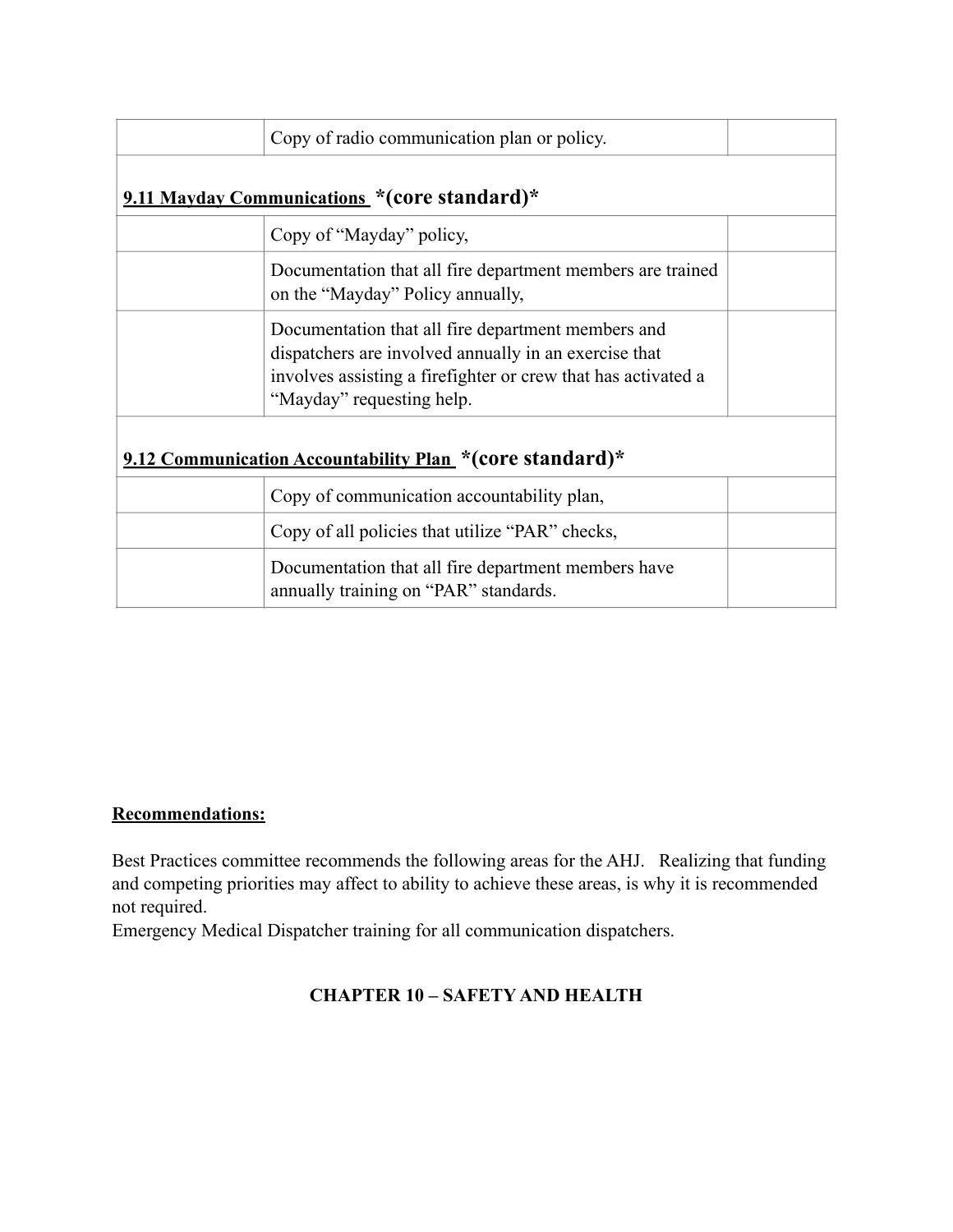| | | |
|---|---|---|
| | Copy of radio communication plan or policy. | |
| **9.11 Mayday Communications** ***(core standard)*** | | |
| | Copy of "Mayday" policy, | |
| | Documentation that all fire department members are trained on the "Mayday" Policy annually, | |
| | Documentation that all fire department members and dispatchers are involved annually in an exercise that involves assisting a firefighter or crew that has activated a "Mayday" requesting help. | |
| **9.12 Communication Accountability Plan** ***(core standard)*** | | |
| | Copy of communication accountability plan, | |
| | Copy of all policies that utilize "PAR" checks, | |
| | Documentation that all fire department members have annually training on "PAR" standards. | |

**Recommendations:**

Best Practices committee recommends the following areas for the AHJ. Realizing that funding and competing priorities may affect to ability to achieve these areas, is why it is recommended not required.
Emergency Medical Dispatcher training for all communication dispatchers.

## CHAPTER 10 – SAFETY AND HEALTH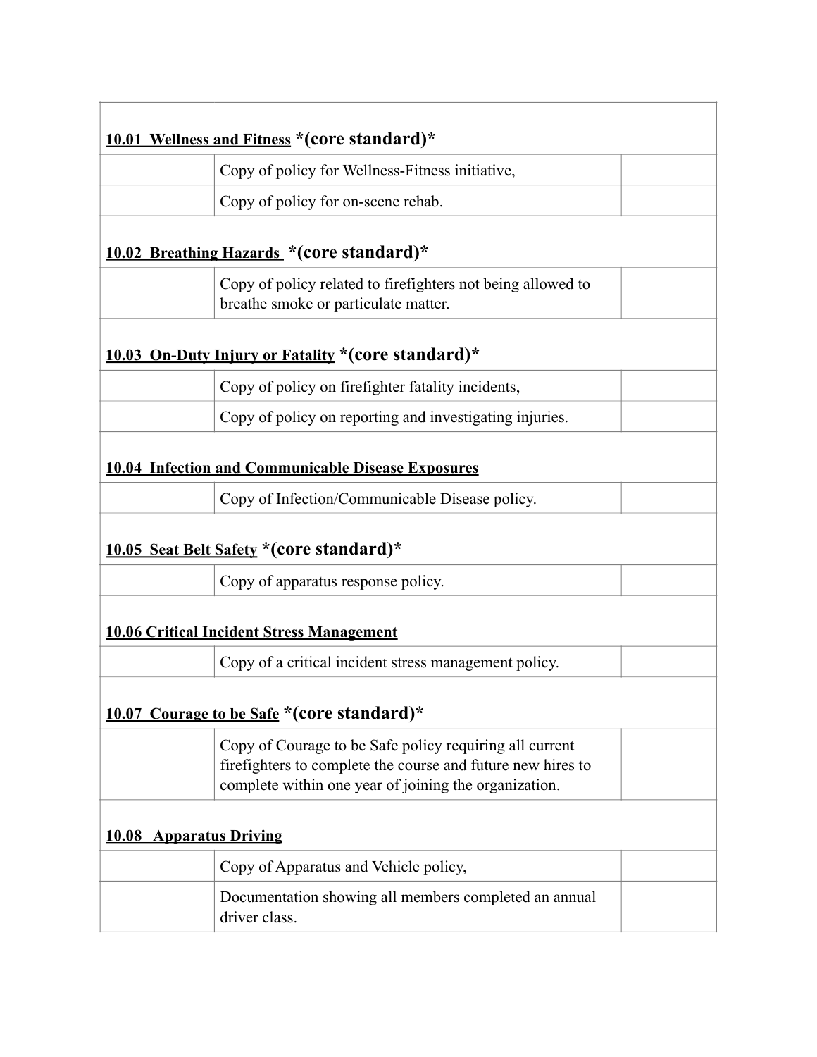| | | |
|---|---|---|
| **10.01 Wellness and Fitness** ***(core standard)*** | | |
| | Copy of policy for Wellness-Fitness initiative, | |
| | Copy of policy for on-scene rehab. | |
| **10.02 Breathing Hazards** ***(core standard)*** | | |
| | Copy of policy related to firefighters not being allowed to breathe smoke or particulate matter. | |
| **10.03 On-Duty Injury or Fatality** ***(core standard)*** | | |
| | Copy of policy on firefighter fatality incidents, | |
| | Copy of policy on reporting and investigating injuries. | |
| **10.04 Infection and Communicable Disease Exposures** | | |
| | Copy of Infection/Communicable Disease policy. | |
| **10.05 Seat Belt Safety** ***(core standard)*** | | |
| | Copy of apparatus response policy. | |
| **10.06 Critical Incident Stress Management** | | |
| | Copy of a critical incident stress management policy. | |
| **10.07 Courage to be Safe** ***(core standard)*** | | |
| | Copy of Courage to be Safe policy requiring all current firefighters to complete the course and future new hires to complete within one year of joining the organization. | |
| **10.08 Apparatus Driving** | | |
| | Copy of Apparatus and Vehicle policy, | |
| | Documentation showing all members completed an annual driver class. | |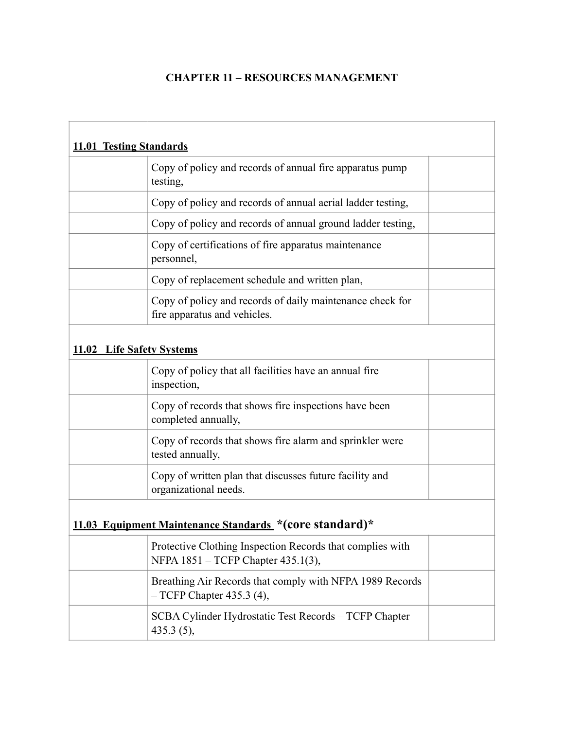# CHAPTER 11 – RESOURCES MANAGEMENT

| **11.01 Testing Standards** | | |
|---|---|---|
| | Copy of policy and records of annual fire apparatus pump testing, | |
| | Copy of policy and records of annual aerial ladder testing, | |
| | Copy of policy and records of annual ground ladder testing, | |
| | Copy of certifications of fire apparatus maintenance personnel, | |
| | Copy of replacement schedule and written plan, | |
| | Copy of policy and records of daily maintenance check for fire apparatus and vehicles. | |
| **11.02 Life Safety Systems** | | |
| | Copy of policy that all facilities have an annual fire inspection, | |
| | Copy of records that shows fire inspections have been completed annually, | |
| | Copy of records that shows fire alarm and sprinkler were tested annually, | |
| | Copy of written plan that discusses future facility and organizational needs. | |
| **11.03 Equipment Maintenance Standards** **\*(core standard)\*** | | |
| | Protective Clothing Inspection Records that complies with NFPA 1851 – TCFP Chapter 435.1(3), | |
| | Breathing Air Records that comply with NFPA 1989 Records – TCFP Chapter 435.3 (4), | |
| | SCBA Cylinder Hydrostatic Test Records – TCFP Chapter 435.3 (5), | |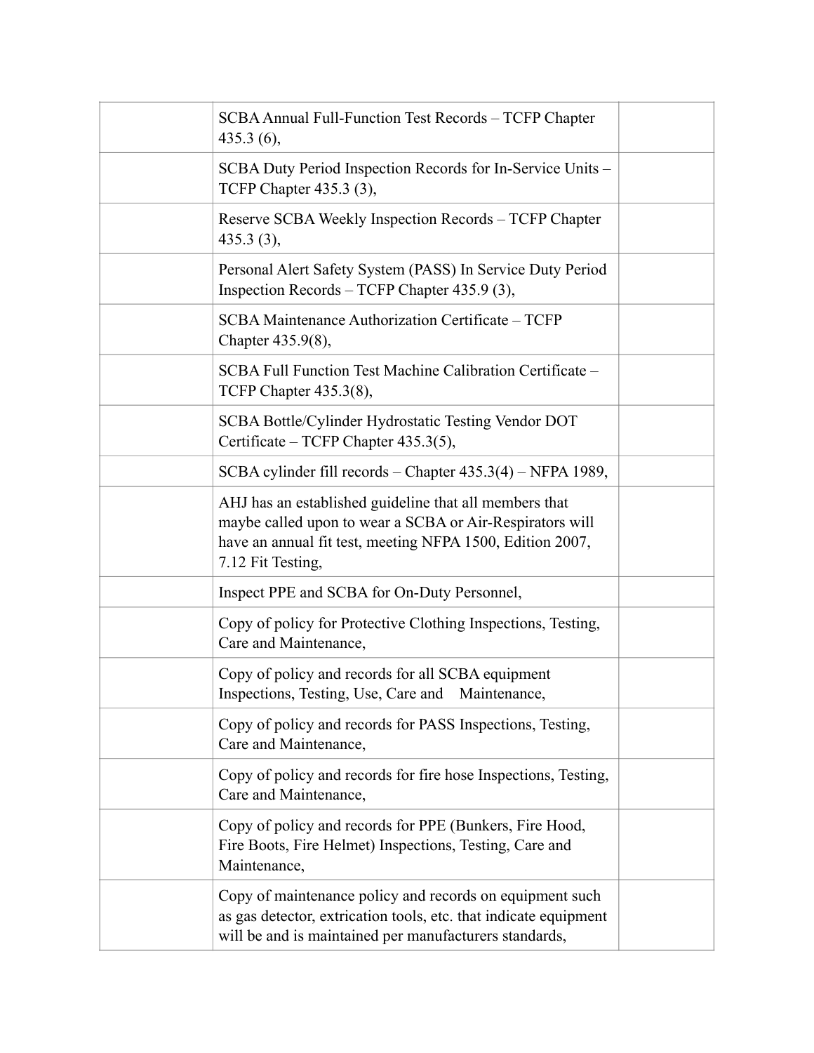| | | |
|---|---|---|
| | SCBA Annual Full-Function Test Records – TCFP Chapter 435.3 (6), | |
| | SCBA Duty Period Inspection Records for In-Service Units – TCFP Chapter 435.3 (3), | |
| | Reserve SCBA Weekly Inspection Records – TCFP Chapter 435.3 (3), | |
| | Personal Alert Safety System (PASS) In Service Duty Period Inspection Records – TCFP Chapter 435.9 (3), | |
| | SCBA Maintenance Authorization Certificate – TCFP Chapter 435.9(8), | |
| | SCBA Full Function Test Machine Calibration Certificate – TCFP Chapter 435.3(8), | |
| | SCBA Bottle/Cylinder Hydrostatic Testing Vendor DOT Certificate – TCFP Chapter 435.3(5), | |
| | SCBA cylinder fill records – Chapter 435.3(4) – NFPA 1989, | |
| | AHJ has an established guideline that all members that maybe called upon to wear a SCBA or Air-Respirators will have an annual fit test, meeting NFPA 1500, Edition 2007, 7.12 Fit Testing, | |
| | Inspect PPE and SCBA for On-Duty Personnel, | |
| | Copy of policy for Protective Clothing Inspections, Testing, Care and Maintenance, | |
| | Copy of policy and records for all SCBA equipment Inspections, Testing, Use, Care and Maintenance, | |
| | Copy of policy and records for PASS Inspections, Testing, Care and Maintenance, | |
| | Copy of policy and records for fire hose Inspections, Testing, Care and Maintenance, | |
| | Copy of policy and records for PPE (Bunkers, Fire Hood, Fire Boots, Fire Helmet) Inspections, Testing, Care and Maintenance, | |
| | Copy of maintenance policy and records on equipment such as gas detector, extrication tools, etc. that indicate equipment will be and is maintained per manufacturers standards, | |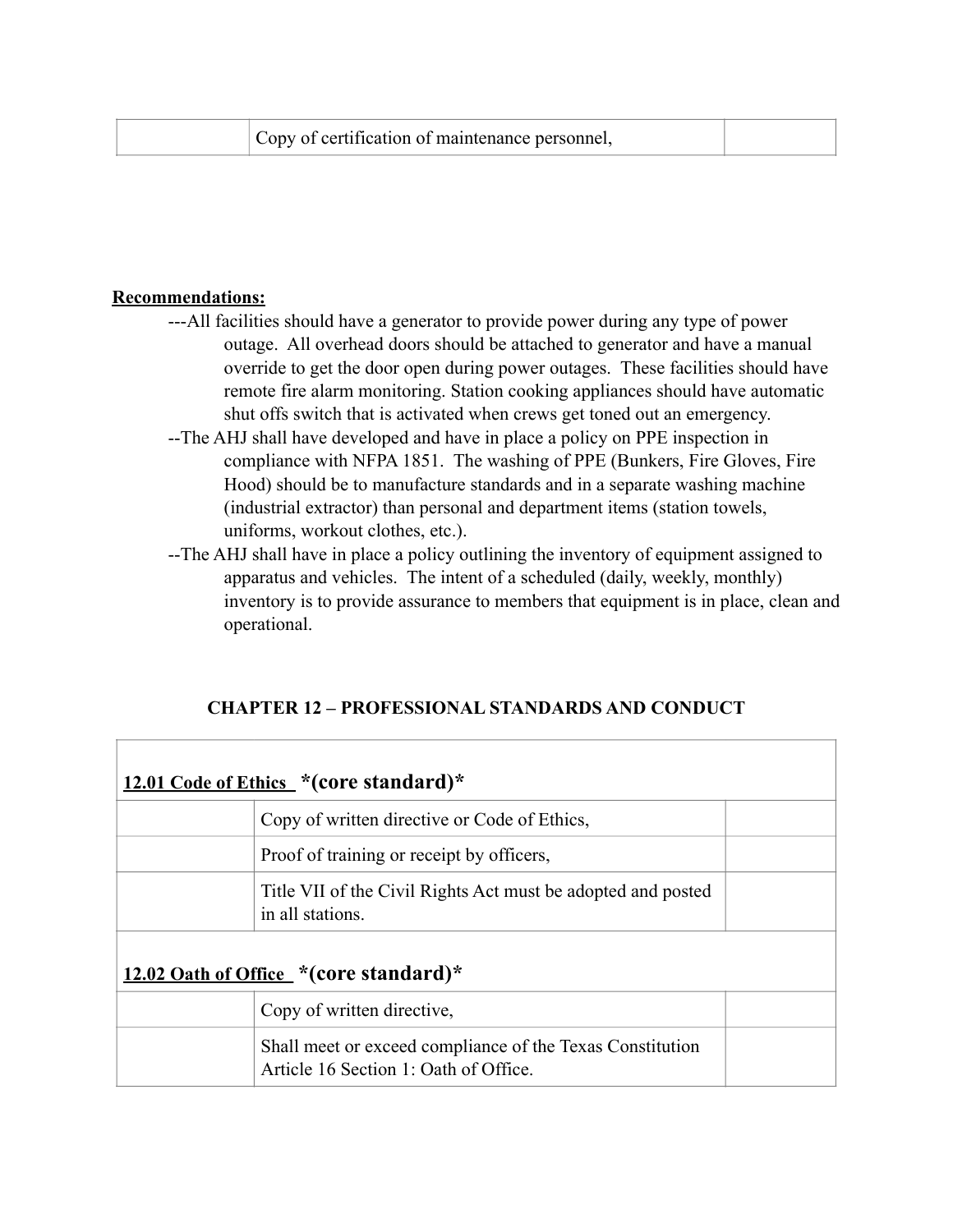| | Copy of certification of maintenance personnel, | |
|---|---|---|

**Recommendations:**

---All facilities should have a generator to provide power during any type of power outage. All overhead doors should be attached to generator and have a manual override to get the door open during power outages. These facilities should have remote fire alarm monitoring. Station cooking appliances should have automatic shut offs switch that is activated when crews get toned out an emergency.

--The AHJ shall have developed and have in place a policy on PPE inspection in compliance with NFPA 1851. The washing of PPE (Bunkers, Fire Gloves, Fire Hood) should be to manufacture standards and in a separate washing machine (industrial extractor) than personal and department items (station towels, uniforms, workout clothes, etc.).

--The AHJ shall have in place a policy outlining the inventory of equipment assigned to apparatus and vehicles. The intent of a scheduled (daily, weekly, monthly) inventory is to provide assurance to members that equipment is in place, clean and operational.

## CHAPTER 12 – PROFESSIONAL STANDARDS AND CONDUCT

| **12.01 Code of Ethics** **\*(core standard)\*** | | |
|---|---|---|
| | Copy of written directive or Code of Ethics, | |
| | Proof of training or receipt by officers, | |
| | Title VII of the Civil Rights Act must be adopted and posted in all stations. | |
| **12.02 Oath of Office** **\*(core standard)\*** | | |
| | Copy of written directive, | |
| | Shall meet or exceed compliance of the Texas Constitution Article 16 Section 1: Oath of Office. | |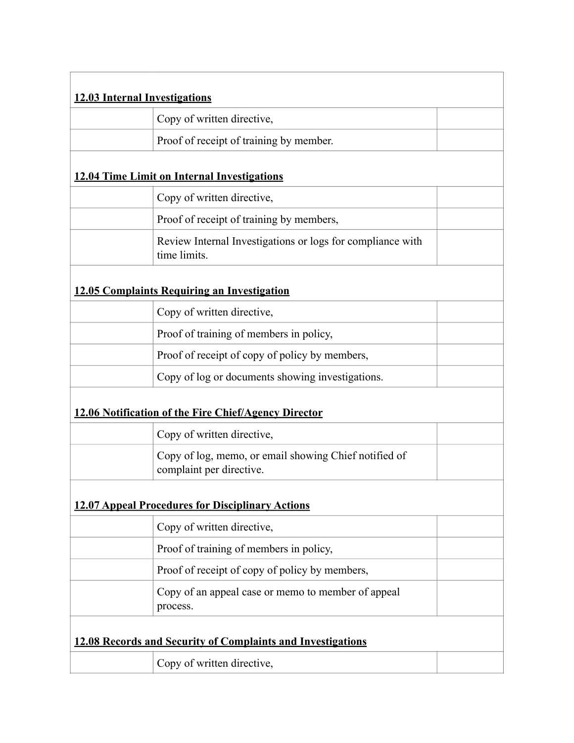| | | |
|---|---|---|
| **12.03 Internal Investigations** | | |
| | Copy of written directive, | |
| | Proof of receipt of training by member. | |
| **12.04 Time Limit on Internal Investigations** | | |
| | Copy of written directive, | |
| | Proof of receipt of training by members, | |
| | Review Internal Investigations or logs for compliance with time limits. | |
| **12.05 Complaints Requiring an Investigation** | | |
| | Copy of written directive, | |
| | Proof of training of members in policy, | |
| | Proof of receipt of copy of policy by members, | |
| | Copy of log or documents showing investigations. | |
| **12.06 Notification of the Fire Chief/Agency Director** | | |
| | Copy of written directive, | |
| | Copy of log, memo, or email showing Chief notified of complaint per directive. | |
| **12.07 Appeal Procedures for Disciplinary Actions** | | |
| | Copy of written directive, | |
| | Proof of training of members in policy, | |
| | Proof of receipt of copy of policy by members, | |
| | Copy of an appeal case or memo to member of appeal process. | |
| **12.08 Records and Security of Complaints and Investigations** | | |
| | Copy of written directive, | |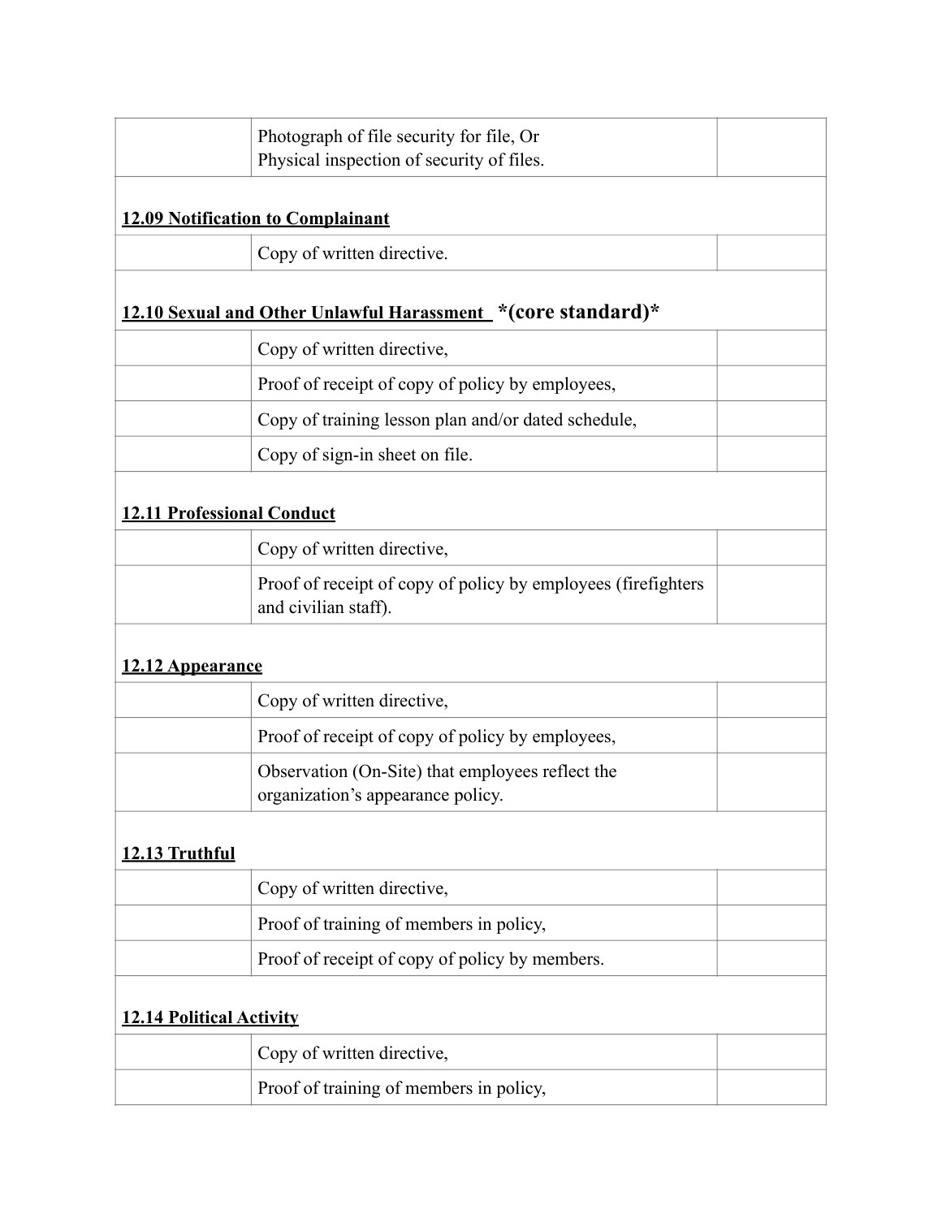| | | |
|---|---|---|
| | Photograph of file security for file, Or<br>Physical inspection of security of files. | |
| **12.09 Notification to Complainant** | | |
| | Copy of written directive. | |
| **12.10 Sexual and Other Unlawful Harassment *(core standard)*** | | |
| | Copy of written directive, | |
| | Proof of receipt of copy of policy by employees, | |
| | Copy of training lesson plan and/or dated schedule, | |
| | Copy of sign-in sheet on file. | |
| **12.11 Professional Conduct** | | |
| | Copy of written directive, | |
| | Proof of receipt of copy of policy by employees (firefighters and civilian staff). | |
| **12.12 Appearance** | | |
| | Copy of written directive, | |
| | Proof of receipt of copy of policy by employees, | |
| | Observation (On-Site) that employees reflect the organization's appearance policy. | |
| **12.13 Truthful** | | |
| | Copy of written directive, | |
| | Proof of training of members in policy, | |
| | Proof of receipt of copy of policy by members. | |
| **12.14 Political Activity** | | |
| | Copy of written directive, | |
| | Proof of training of members in policy, | |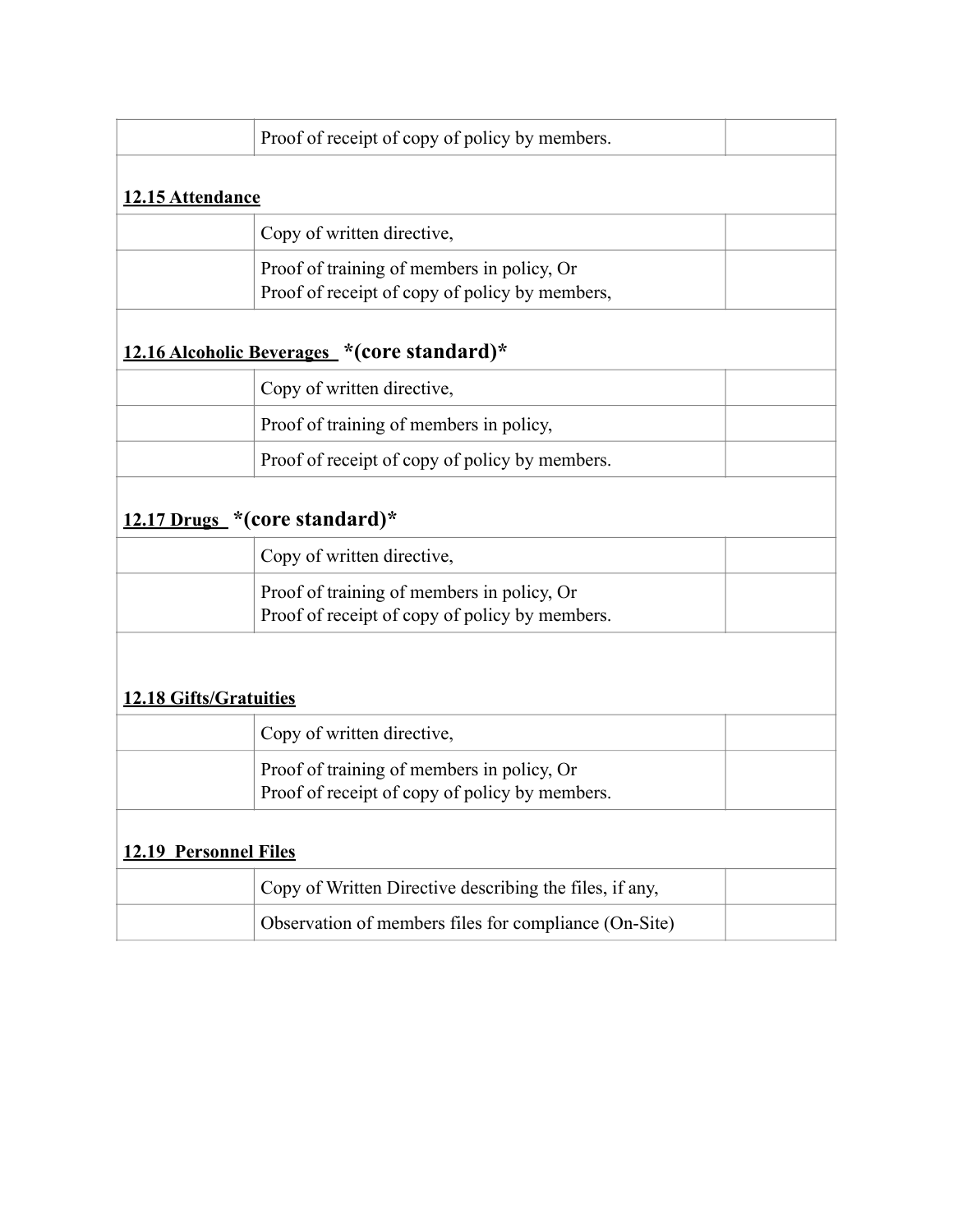| | | |
|---|---|---|
| | Proof of receipt of copy of policy by members. | |

**12.15 Attendance**

| | | |
|---|---|---|
| | Copy of written directive, | |
| | Proof of training of members in policy, Or<br>Proof of receipt of copy of policy by members, | |

**12.16 Alcoholic Beverages** ***(core standard)***

| | | |
|---|---|---|
| | Copy of written directive, | |
| | Proof of training of members in policy, | |
| | Proof of receipt of copy of policy by members. | |

**12.17 Drugs** ***(core standard)***

| | | |
|---|---|---|
| | Copy of written directive, | |
| | Proof of training of members in policy, Or<br>Proof of receipt of copy of policy by members. | |

**12.18 Gifts/Gratuities**

| | | |
|---|---|---|
| | Copy of written directive, | |
| | Proof of training of members in policy, Or<br>Proof of receipt of copy of policy by members. | |

**12.19 Personnel Files**

| | | |
|---|---|---|
| | Copy of Written Directive describing the files, if any, | |
| | Observation of members files for compliance (On-Site) | |